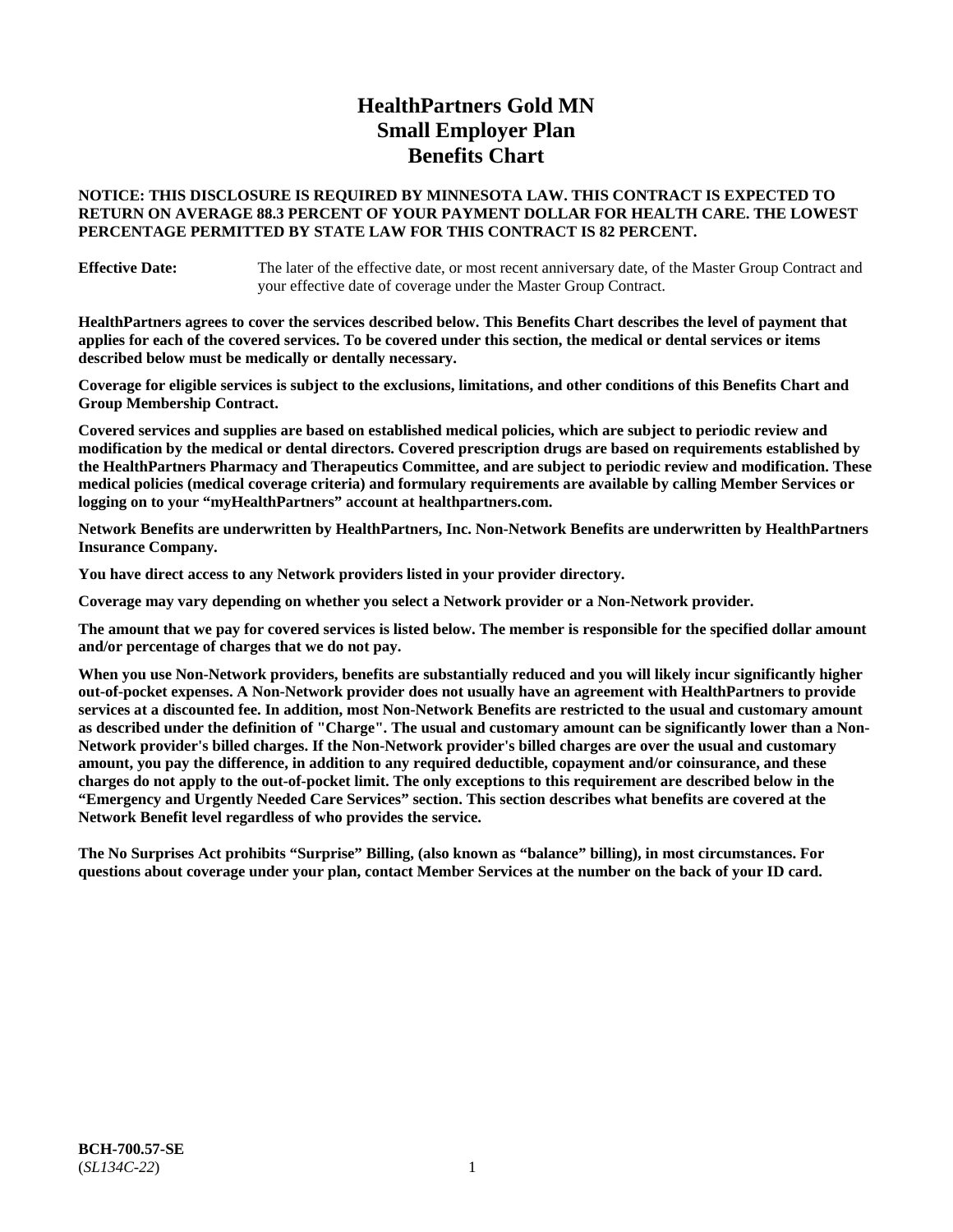# HealthPartners Gold MN Small Employer Plan Benefits Chart

**NOTICE: THIS DISCLOSURE IS REQUIRED BY MINNESOTA LAW. THIS CONTRACT IS EXPECTED TO RETURN ON AVERAGE 88.3 PERCENT OF YOUR PAYMENT DOLLAR FOR HEALTH CARE. THE LOWEST PERCENTAGE PERMITTED BY STATE LAW FOR THIS CONTRACT IS 82 PERCENT.**

**Effective Date:** The later of the effective date, or most recent anniversary date, of the Master Group Contract and your effective date of coverage under the Master Group Contract.

**HealthPartners agrees to cover the services described below. This Benefits Chart describes the level of payment that applies for each of the covered services. To be covered under this section, the medical or dental services or items described below must be medically or dentally necessary.**

**Coverage for eligible services is subject to the exclusions, limitations, and other conditions of this Benefits Chart and Group Membership Contract.**

**Covered services and supplies are based on established medical policies, which are subject to periodic review and modification by the medical or dental directors. Covered prescription drugs are based on requirements established by the HealthPartners Pharmacy and Therapeutics Committee, and are subject to periodic review and modification. These medical policies (medical coverage criteria) and formulary requirements are available by calling Member Services or logging on to your "myHealthPartners" account at healthpartners.com.**

**Network Benefits are underwritten by HealthPartners, Inc. Non-Network Benefits are underwritten by HealthPartners Insurance Company.**

**You have direct access to any Network providers listed in your provider directory.**

**Coverage may vary depending on whether you select a Network provider or a Non-Network provider.**

**The amount that we pay for covered services is listed below. The member is responsible for the specified dollar amount and/or percentage of charges that we do not pay.**

**When you use Non-Network providers, benefits are substantially reduced and you will likely incur significantly higher out-of-pocket expenses. A Non-Network provider does not usually have an agreement with HealthPartners to provide services at a discounted fee. In addition, most Non-Network Benefits are restricted to the usual and customary amount as described under the definition of "Charge". The usual and customary amount can be significantly lower than a Non-Network provider's billed charges. If the Non-Network provider's billed charges are over the usual and customary amount, you pay the difference, in addition to any required deductible, copayment and/or coinsurance, and these charges do not apply to the out-of-pocket limit. The only exceptions to this requirement are described below in the "Emergency and Urgently Needed Care Services" section. This section describes what benefits are covered at the Network Benefit level regardless of who provides the service.**

**The No Surprises Act prohibits "Surprise" Billing, (also known as "balance" billing), in most circumstances. For questions about coverage under your plan, contact Member Services at the number on the back of your ID card.**

**BCH-700.57-SE**
(*SL134C-22*)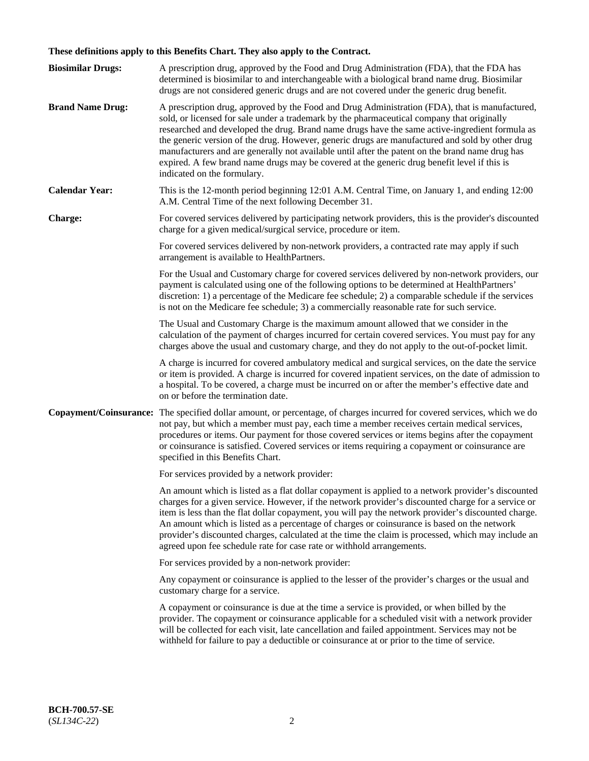**These definitions apply to this Benefits Chart. They also apply to the Contract.**

**Biosimilar Drugs:** A prescription drug, approved by the Food and Drug Administration (FDA), that the FDA has determined is biosimilar to and interchangeable with a biological brand name drug. Biosimilar drugs are not considered generic drugs and are not covered under the generic drug benefit.

**Brand Name Drug:** A prescription drug, approved by the Food and Drug Administration (FDA), that is manufactured, sold, or licensed for sale under a trademark by the pharmaceutical company that originally researched and developed the drug. Brand name drugs have the same active-ingredient formula as the generic version of the drug. However, generic drugs are manufactured and sold by other drug manufacturers and are generally not available until after the patent on the brand name drug has expired. A few brand name drugs may be covered at the generic drug benefit level if this is indicated on the formulary.

**Calendar Year:** This is the 12-month period beginning 12:01 A.M. Central Time, on January 1, and ending 12:00 A.M. Central Time of the next following December 31.

**Charge:** For covered services delivered by participating network providers, this is the provider's discounted charge for a given medical/surgical service, procedure or item.

For covered services delivered by non-network providers, a contracted rate may apply if such arrangement is available to HealthPartners.

For the Usual and Customary charge for covered services delivered by non-network providers, our payment is calculated using one of the following options to be determined at HealthPartners' discretion: 1) a percentage of the Medicare fee schedule; 2) a comparable schedule if the services is not on the Medicare fee schedule; 3) a commercially reasonable rate for such service.

The Usual and Customary Charge is the maximum amount allowed that we consider in the calculation of the payment of charges incurred for certain covered services. You must pay for any charges above the usual and customary charge, and they do not apply to the out-of-pocket limit.

A charge is incurred for covered ambulatory medical and surgical services, on the date the service or item is provided. A charge is incurred for covered inpatient services, on the date of admission to a hospital. To be covered, a charge must be incurred on or after the member's effective date and on or before the termination date.

**Copayment/Coinsurance:** The specified dollar amount, or percentage, of charges incurred for covered services, which we do not pay, but which a member must pay, each time a member receives certain medical services, procedures or items. Our payment for those covered services or items begins after the copayment or coinsurance is satisfied. Covered services or items requiring a copayment or coinsurance are specified in this Benefits Chart.

For services provided by a network provider:

An amount which is listed as a flat dollar copayment is applied to a network provider's discounted charges for a given service. However, if the network provider's discounted charge for a service or item is less than the flat dollar copayment, you will pay the network provider's discounted charge. An amount which is listed as a percentage of charges or coinsurance is based on the network provider's discounted charges, calculated at the time the claim is processed, which may include an agreed upon fee schedule rate for case rate or withhold arrangements.

For services provided by a non-network provider:

Any copayment or coinsurance is applied to the lesser of the provider's charges or the usual and customary charge for a service.

A copayment or coinsurance is due at the time a service is provided, or when billed by the provider. The copayment or coinsurance applicable for a scheduled visit with a network provider will be collected for each visit, late cancellation and failed appointment. Services may not be withheld for failure to pay a deductible or coinsurance at or prior to the time of service.

**BCH-700.57-SE**
(*SL134C-22*)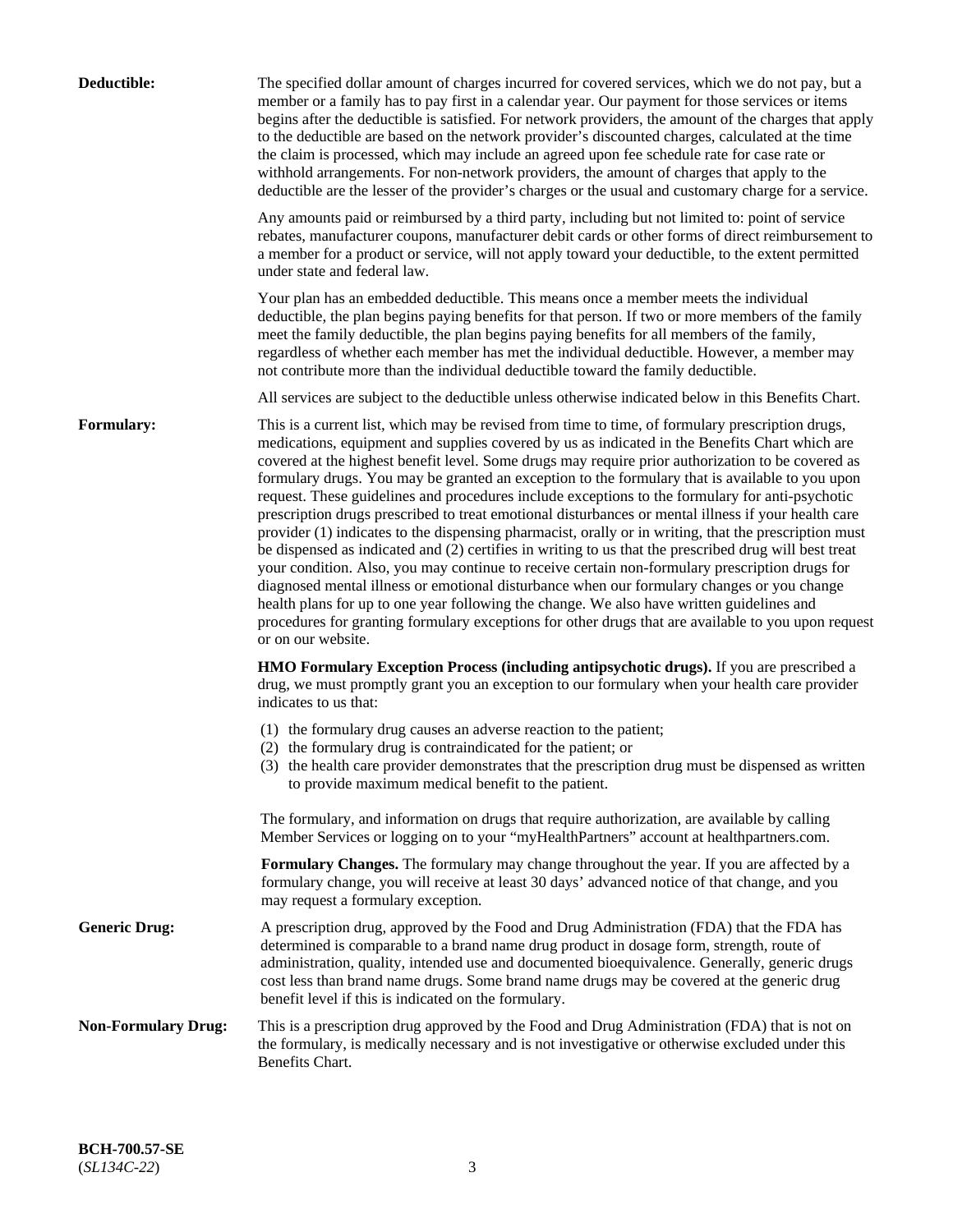**Deductible:** The specified dollar amount of charges incurred for covered services, which we do not pay, but a member or a family has to pay first in a calendar year. Our payment for those services or items begins after the deductible is satisfied. For network providers, the amount of the charges that apply to the deductible are based on the network provider's discounted charges, calculated at the time the claim is processed, which may include an agreed upon fee schedule rate for case rate or withhold arrangements. For non-network providers, the amount of charges that apply to the deductible are the lesser of the provider's charges or the usual and customary charge for a service.

Any amounts paid or reimbursed by a third party, including but not limited to: point of service rebates, manufacturer coupons, manufacturer debit cards or other forms of direct reimbursement to a member for a product or service, will not apply toward your deductible, to the extent permitted under state and federal law.

Your plan has an embedded deductible. This means once a member meets the individual deductible, the plan begins paying benefits for that person. If two or more members of the family meet the family deductible, the plan begins paying benefits for all members of the family, regardless of whether each member has met the individual deductible. However, a member may not contribute more than the individual deductible toward the family deductible.

All services are subject to the deductible unless otherwise indicated below in this Benefits Chart.

**Formulary:** This is a current list, which may be revised from time to time, of formulary prescription drugs, medications, equipment and supplies covered by us as indicated in the Benefits Chart which are covered at the highest benefit level. Some drugs may require prior authorization to be covered as formulary drugs. You may be granted an exception to the formulary that is available to you upon request. These guidelines and procedures include exceptions to the formulary for anti-psychotic prescription drugs prescribed to treat emotional disturbances or mental illness if your health care provider (1) indicates to the dispensing pharmacist, orally or in writing, that the prescription must be dispensed as indicated and (2) certifies in writing to us that the prescribed drug will best treat your condition. Also, you may continue to receive certain non-formulary prescription drugs for diagnosed mental illness or emotional disturbance when our formulary changes or you change health plans for up to one year following the change. We also have written guidelines and procedures for granting formulary exceptions for other drugs that are available to you upon request or on our website.

**HMO Formulary Exception Process (including antipsychotic drugs).** If you are prescribed a drug, we must promptly grant you an exception to our formulary when your health care provider indicates to us that:

(1) the formulary drug causes an adverse reaction to the patient;
(2) the formulary drug is contraindicated for the patient; or
(3) the health care provider demonstrates that the prescription drug must be dispensed as written to provide maximum medical benefit to the patient.

The formulary, and information on drugs that require authorization, are available by calling Member Services or logging on to your "myHealthPartners" account at healthpartners.com.

**Formulary Changes.** The formulary may change throughout the year. If you are affected by a formulary change, you will receive at least 30 days' advanced notice of that change, and you may request a formulary exception.

**Generic Drug:** A prescription drug, approved by the Food and Drug Administration (FDA) that the FDA has determined is comparable to a brand name drug product in dosage form, strength, route of administration, quality, intended use and documented bioequivalence. Generally, generic drugs cost less than brand name drugs. Some brand name drugs may be covered at the generic drug benefit level if this is indicated on the formulary.

**Non-Formulary Drug:** This is a prescription drug approved by the Food and Drug Administration (FDA) that is not on the formulary, is medically necessary and is not investigative or otherwise excluded under this Benefits Chart.

**BCH-700.57-SE**
(*SL134C-22*)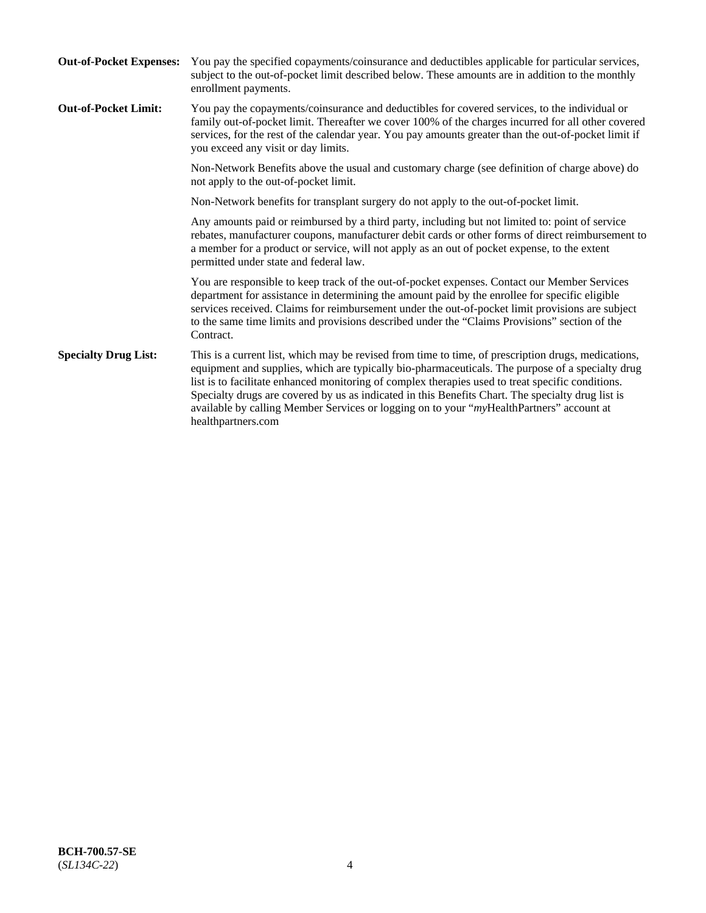**Out-of-Pocket Expenses:** You pay the specified copayments/coinsurance and deductibles applicable for particular services, subject to the out-of-pocket limit described below. These amounts are in addition to the monthly enrollment payments.

**Out-of-Pocket Limit:** You pay the copayments/coinsurance and deductibles for covered services, to the individual or family out-of-pocket limit. Thereafter we cover 100% of the charges incurred for all other covered services, for the rest of the calendar year. You pay amounts greater than the out-of-pocket limit if you exceed any visit or day limits.

Non-Network Benefits above the usual and customary charge (see definition of charge above) do not apply to the out-of-pocket limit.

Non-Network benefits for transplant surgery do not apply to the out-of-pocket limit.

Any amounts paid or reimbursed by a third party, including but not limited to: point of service rebates, manufacturer coupons, manufacturer debit cards or other forms of direct reimbursement to a member for a product or service, will not apply as an out of pocket expense, to the extent permitted under state and federal law.

You are responsible to keep track of the out-of-pocket expenses. Contact our Member Services department for assistance in determining the amount paid by the enrollee for specific eligible services received. Claims for reimbursement under the out-of-pocket limit provisions are subject to the same time limits and provisions described under the "Claims Provisions" section of the Contract.

**Specialty Drug List:** This is a current list, which may be revised from time to time, of prescription drugs, medications, equipment and supplies, which are typically bio-pharmaceuticals. The purpose of a specialty drug list is to facilitate enhanced monitoring of complex therapies used to treat specific conditions. Specialty drugs are covered by us as indicated in this Benefits Chart. The specialty drug list is available by calling Member Services or logging on to your "*my*HealthPartners" account at healthpartners.com

**BCH-700.57-SE**
(*SL134C-22*)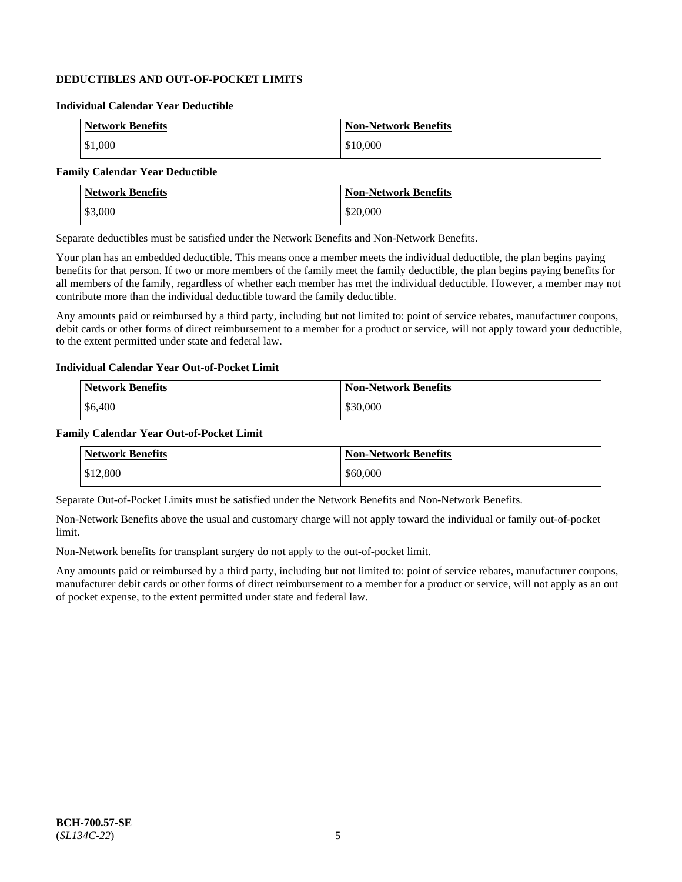## DEDUCTIBLES AND OUT-OF-POCKET LIMITS

### Individual Calendar Year Deductible

| Network Benefits | Non-Network Benefits |
| --- | --- |
| $1,000 | $10,000 |

### Family Calendar Year Deductible

| Network Benefits | Non-Network Benefits |
| --- | --- |
| $3,000 | $20,000 |

Separate deductibles must be satisfied under the Network Benefits and Non-Network Benefits.

Your plan has an embedded deductible. This means once a member meets the individual deductible, the plan begins paying benefits for that person. If two or more members of the family meet the family deductible, the plan begins paying benefits for all members of the family, regardless of whether each member has met the individual deductible. However, a member may not contribute more than the individual deductible toward the family deductible.

Any amounts paid or reimbursed by a third party, including but not limited to: point of service rebates, manufacturer coupons, debit cards or other forms of direct reimbursement to a member for a product or service, will not apply toward your deductible, to the extent permitted under state and federal law.

### Individual Calendar Year Out-of-Pocket Limit

| Network Benefits | Non-Network Benefits |
| --- | --- |
| $6,400 | $30,000 |

### Family Calendar Year Out-of-Pocket Limit

| Network Benefits | Non-Network Benefits |
| --- | --- |
| $12,800 | $60,000 |

Separate Out-of-Pocket Limits must be satisfied under the Network Benefits and Non-Network Benefits.

Non-Network Benefits above the usual and customary charge will not apply toward the individual or family out-of-pocket limit.

Non-Network benefits for transplant surgery do not apply to the out-of-pocket limit.

Any amounts paid or reimbursed by a third party, including but not limited to: point of service rebates, manufacturer coupons, manufacturer debit cards or other forms of direct reimbursement to a member for a product or service, will not apply as an out of pocket expense, to the extent permitted under state and federal law.

**BCH-700.57-SE**
(*SL134C-22*)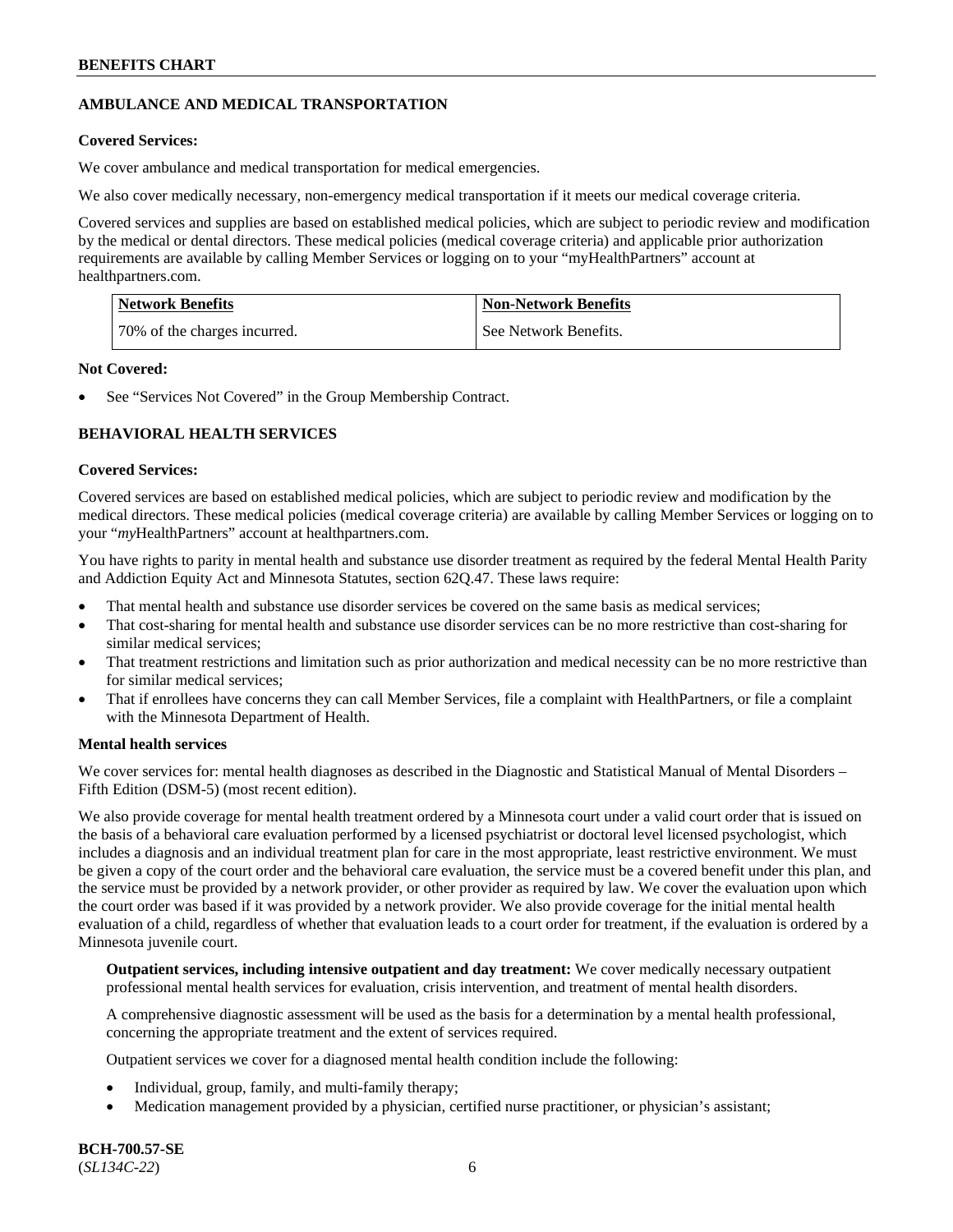## AMBULANCE AND MEDICAL TRANSPORTATION

**Covered Services:**

We cover ambulance and medical transportation for medical emergencies.

We also cover medically necessary, non-emergency medical transportation if it meets our medical coverage criteria.

Covered services and supplies are based on established medical policies, which are subject to periodic review and modification by the medical or dental directors. These medical policies (medical coverage criteria) and applicable prior authorization requirements are available by calling Member Services or logging on to your "myHealthPartners" account at healthpartners.com.

| Network Benefits | Non-Network Benefits |
|---|---|
| 70% of the charges incurred. | See Network Benefits. |

**Not Covered:**

- See "Services Not Covered" in the Group Membership Contract.

## BEHAVIORAL HEALTH SERVICES

**Covered Services:**

Covered services are based on established medical policies, which are subject to periodic review and modification by the medical directors. These medical policies (medical coverage criteria) are available by calling Member Services or logging on to your "*my*HealthPartners" account at healthpartners.com.

You have rights to parity in mental health and substance use disorder treatment as required by the federal Mental Health Parity and Addiction Equity Act and Minnesota Statutes, section 62Q.47. These laws require:

- That mental health and substance use disorder services be covered on the same basis as medical services;
- That cost-sharing for mental health and substance use disorder services can be no more restrictive than cost-sharing for similar medical services;
- That treatment restrictions and limitation such as prior authorization and medical necessity can be no more restrictive than for similar medical services;
- That if enrollees have concerns they can call Member Services, file a complaint with HealthPartners, or file a complaint with the Minnesota Department of Health.

**Mental health services**

We cover services for: mental health diagnoses as described in the Diagnostic and Statistical Manual of Mental Disorders – Fifth Edition (DSM-5) (most recent edition).

We also provide coverage for mental health treatment ordered by a Minnesota court under a valid court order that is issued on the basis of a behavioral care evaluation performed by a licensed psychiatrist or doctoral level licensed psychologist, which includes a diagnosis and an individual treatment plan for care in the most appropriate, least restrictive environment. We must be given a copy of the court order and the behavioral care evaluation, the service must be a covered benefit under this plan, and the service must be provided by a network provider, or other provider as required by law. We cover the evaluation upon which the court order was based if it was provided by a network provider. We also provide coverage for the initial mental health evaluation of a child, regardless of whether that evaluation leads to a court order for treatment, if the evaluation is ordered by a Minnesota juvenile court.

**Outpatient services, including intensive outpatient and day treatment:** We cover medically necessary outpatient professional mental health services for evaluation, crisis intervention, and treatment of mental health disorders.

A comprehensive diagnostic assessment will be used as the basis for a determination by a mental health professional, concerning the appropriate treatment and the extent of services required.

Outpatient services we cover for a diagnosed mental health condition include the following:

- Individual, group, family, and multi-family therapy;
- Medication management provided by a physician, certified nurse practitioner, or physician's assistant;

BCH-700.57-SE
(*SL134C-22*)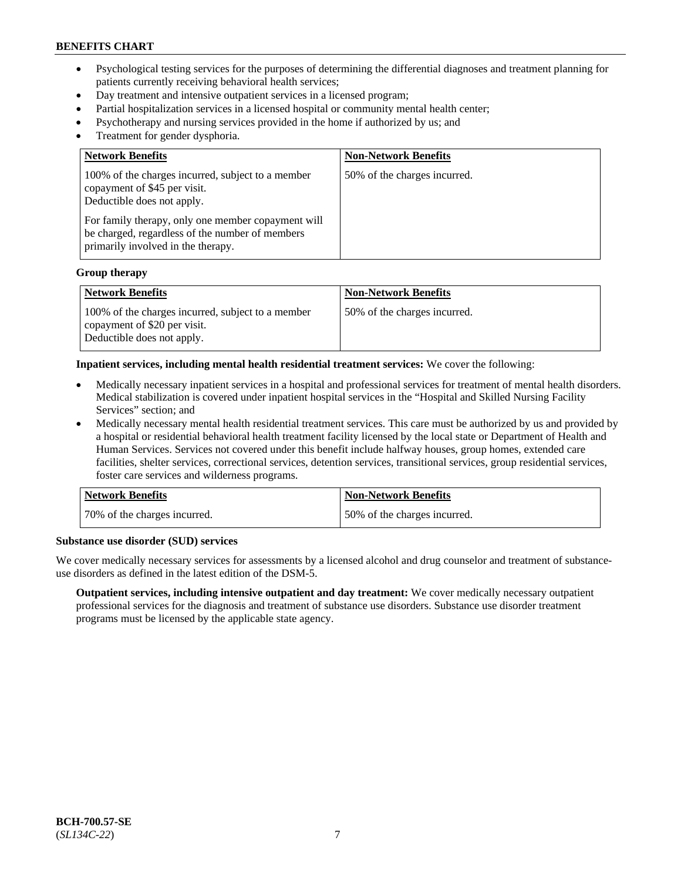- Psychological testing services for the purposes of determining the differential diagnoses and treatment planning for patients currently receiving behavioral health services;
- Day treatment and intensive outpatient services in a licensed program;
- Partial hospitalization services in a licensed hospital or community mental health center;
- Psychotherapy and nursing services provided in the home if authorized by us; and
- Treatment for gender dysphoria.

| Network Benefits | Non-Network Benefits |
| --- | --- |
| 100% of the charges incurred, subject to a member copayment of $45 per visit. Deductible does not apply. For family therapy, only one member copayment will be charged, regardless of the number of members primarily involved in the therapy. | 50% of the charges incurred. |

**Group therapy**

| Network Benefits | Non-Network Benefits |
| --- | --- |
| 100% of the charges incurred, subject to a member copayment of $20 per visit. Deductible does not apply. | 50% of the charges incurred. |

**Inpatient services, including mental health residential treatment services:** We cover the following:

- Medically necessary inpatient services in a hospital and professional services for treatment of mental health disorders. Medical stabilization is covered under inpatient hospital services in the "Hospital and Skilled Nursing Facility Services" section; and
- Medically necessary mental health residential treatment services. This care must be authorized by us and provided by a hospital or residential behavioral health treatment facility licensed by the local state or Department of Health and Human Services. Services not covered under this benefit include halfway houses, group homes, extended care facilities, shelter services, correctional services, detention services, transitional services, group residential services, foster care services and wilderness programs.

| Network Benefits | Non-Network Benefits |
| --- | --- |
| 70% of the charges incurred. | 50% of the charges incurred. |

**Substance use disorder (SUD) services**

We cover medically necessary services for assessments by a licensed alcohol and drug counselor and treatment of substance-use disorders as defined in the latest edition of the DSM-5.

**Outpatient services, including intensive outpatient and day treatment:** We cover medically necessary outpatient professional services for the diagnosis and treatment of substance use disorders. Substance use disorder treatment programs must be licensed by the applicable state agency.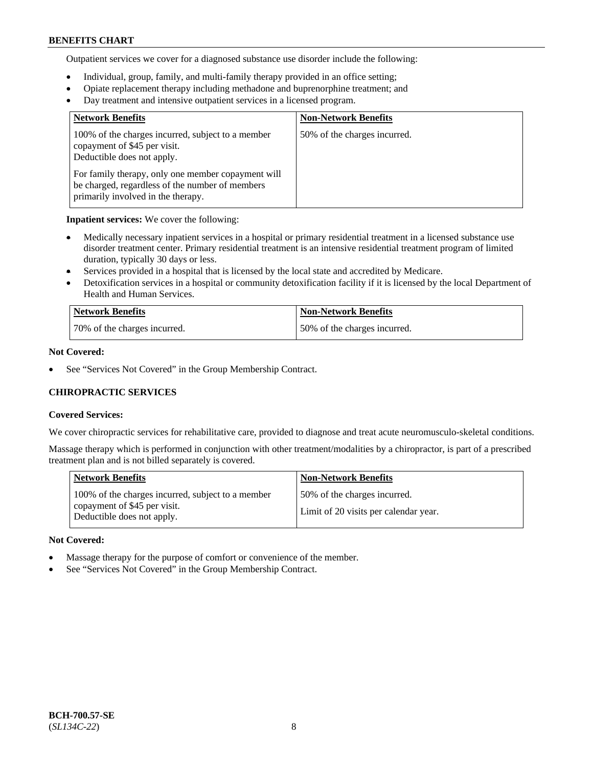Outpatient services we cover for a diagnosed substance use disorder include the following:

- Individual, group, family, and multi-family therapy provided in an office setting;
- Opiate replacement therapy including methadone and buprenorphine treatment; and
- Day treatment and intensive outpatient services in a licensed program.

| Network Benefits | Non-Network Benefits |
|---|---|
| 100% of the charges incurred, subject to a member copayment of $45 per visit. Deductible does not apply.<br><br>For family therapy, only one member copayment will be charged, regardless of the number of members primarily involved in the therapy. | 50% of the charges incurred. |

**Inpatient services:** We cover the following:

- Medically necessary inpatient services in a hospital or primary residential treatment in a licensed substance use disorder treatment center. Primary residential treatment is an intensive residential treatment program of limited duration, typically 30 days or less.
- Services provided in a hospital that is licensed by the local state and accredited by Medicare.
- Detoxification services in a hospital or community detoxification facility if it is licensed by the local Department of Health and Human Services.

| Network Benefits | Non-Network Benefits |
|---|---|
| 70% of the charges incurred. | 50% of the charges incurred. |

**Not Covered:**

- See "Services Not Covered" in the Group Membership Contract.

### CHIROPRACTIC SERVICES

**Covered Services:**

We cover chiropractic services for rehabilitative care, provided to diagnose and treat acute neuromusculo-skeletal conditions.

Massage therapy which is performed in conjunction with other treatment/modalities by a chiropractor, is part of a prescribed treatment plan and is not billed separately is covered.

| Network Benefits | Non-Network Benefits |
|---|---|
| 100% of the charges incurred, subject to a member copayment of $45 per visit. Deductible does not apply. | 50% of the charges incurred.<br><br>Limit of 20 visits per calendar year. |

**Not Covered:**

- Massage therapy for the purpose of comfort or convenience of the member.
- See "Services Not Covered" in the Group Membership Contract.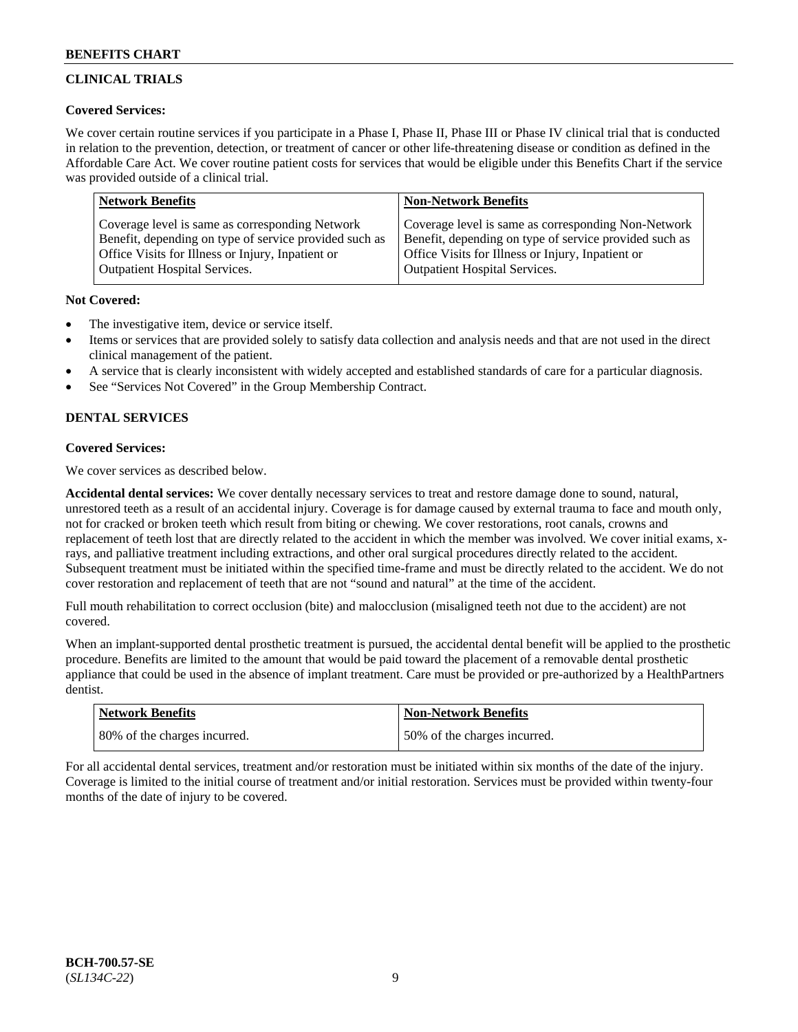## CLINICAL TRIALS

**Covered Services:**

We cover certain routine services if you participate in a Phase I, Phase II, Phase III or Phase IV clinical trial that is conducted in relation to the prevention, detection, or treatment of cancer or other life-threatening disease or condition as defined in the Affordable Care Act. We cover routine patient costs for services that would be eligible under this Benefits Chart if the service was provided outside of a clinical trial.

| Network Benefits | Non-Network Benefits |
|---|---|
| Coverage level is same as corresponding Network Benefit, depending on type of service provided such as Office Visits for Illness or Injury, Inpatient or Outpatient Hospital Services. | Coverage level is same as corresponding Non-Network Benefit, depending on type of service provided such as Office Visits for Illness or Injury, Inpatient or Outpatient Hospital Services. |

**Not Covered:**

- The investigative item, device or service itself.
- Items or services that are provided solely to satisfy data collection and analysis needs and that are not used in the direct clinical management of the patient.
- A service that is clearly inconsistent with widely accepted and established standards of care for a particular diagnosis.
- See "Services Not Covered" in the Group Membership Contract.

## DENTAL SERVICES

**Covered Services:**

We cover services as described below.

**Accidental dental services:** We cover dentally necessary services to treat and restore damage done to sound, natural, unrestored teeth as a result of an accidental injury. Coverage is for damage caused by external trauma to face and mouth only, not for cracked or broken teeth which result from biting or chewing. We cover restorations, root canals, crowns and replacement of teeth lost that are directly related to the accident in which the member was involved. We cover initial exams, x-rays, and palliative treatment including extractions, and other oral surgical procedures directly related to the accident. Subsequent treatment must be initiated within the specified time-frame and must be directly related to the accident. We do not cover restoration and replacement of teeth that are not "sound and natural" at the time of the accident.

Full mouth rehabilitation to correct occlusion (bite) and malocclusion (misaligned teeth not due to the accident) are not covered.

When an implant-supported dental prosthetic treatment is pursued, the accidental dental benefit will be applied to the prosthetic procedure. Benefits are limited to the amount that would be paid toward the placement of a removable dental prosthetic appliance that could be used in the absence of implant treatment. Care must be provided or pre-authorized by a HealthPartners dentist.

| Network Benefits | Non-Network Benefits |
|---|---|
| 80% of the charges incurred. | 50% of the charges incurred. |

For all accidental dental services, treatment and/or restoration must be initiated within six months of the date of the injury. Coverage is limited to the initial course of treatment and/or initial restoration. Services must be provided within twenty-four months of the date of injury to be covered.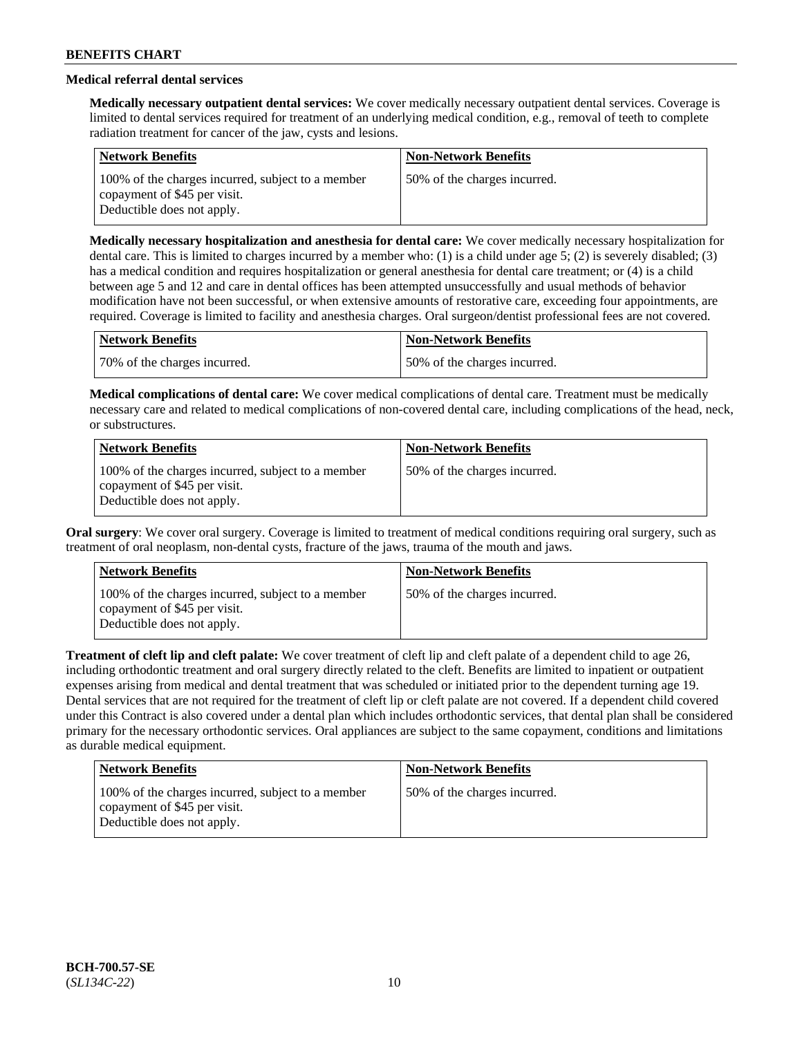### Medical referral dental services

**Medically necessary outpatient dental services:** We cover medically necessary outpatient dental services. Coverage is limited to dental services required for treatment of an underlying medical condition, e.g., removal of teeth to complete radiation treatment for cancer of the jaw, cysts and lesions.

| Network Benefits | Non-Network Benefits |
|---|---|
| 100% of the charges incurred, subject to a member copayment of $45 per visit. Deductible does not apply. | 50% of the charges incurred. |

**Medically necessary hospitalization and anesthesia for dental care:** We cover medically necessary hospitalization for dental care. This is limited to charges incurred by a member who: (1) is a child under age 5; (2) is severely disabled; (3) has a medical condition and requires hospitalization or general anesthesia for dental care treatment; or (4) is a child between age 5 and 12 and care in dental offices has been attempted unsuccessfully and usual methods of behavior modification have not been successful, or when extensive amounts of restorative care, exceeding four appointments, are required. Coverage is limited to facility and anesthesia charges. Oral surgeon/dentist professional fees are not covered.

| Network Benefits | Non-Network Benefits |
|---|---|
| 70% of the charges incurred. | 50% of the charges incurred. |

**Medical complications of dental care:** We cover medical complications of dental care. Treatment must be medically necessary care and related to medical complications of non-covered dental care, including complications of the head, neck, or substructures.

| Network Benefits | Non-Network Benefits |
|---|---|
| 100% of the charges incurred, subject to a member copayment of $45 per visit. Deductible does not apply. | 50% of the charges incurred. |

**Oral surgery**: We cover oral surgery. Coverage is limited to treatment of medical conditions requiring oral surgery, such as treatment of oral neoplasm, non-dental cysts, fracture of the jaws, trauma of the mouth and jaws.

| Network Benefits | Non-Network Benefits |
|---|---|
| 100% of the charges incurred, subject to a member copayment of $45 per visit. Deductible does not apply. | 50% of the charges incurred. |

**Treatment of cleft lip and cleft palate:** We cover treatment of cleft lip and cleft palate of a dependent child to age 26, including orthodontic treatment and oral surgery directly related to the cleft. Benefits are limited to inpatient or outpatient expenses arising from medical and dental treatment that was scheduled or initiated prior to the dependent turning age 19. Dental services that are not required for the treatment of cleft lip or cleft palate are not covered. If a dependent child covered under this Contract is also covered under a dental plan which includes orthodontic services, that dental plan shall be considered primary for the necessary orthodontic services. Oral appliances are subject to the same copayment, conditions and limitations as durable medical equipment.

| Network Benefits | Non-Network Benefits |
|---|---|
| 100% of the charges incurred, subject to a member copayment of $45 per visit. Deductible does not apply. | 50% of the charges incurred. |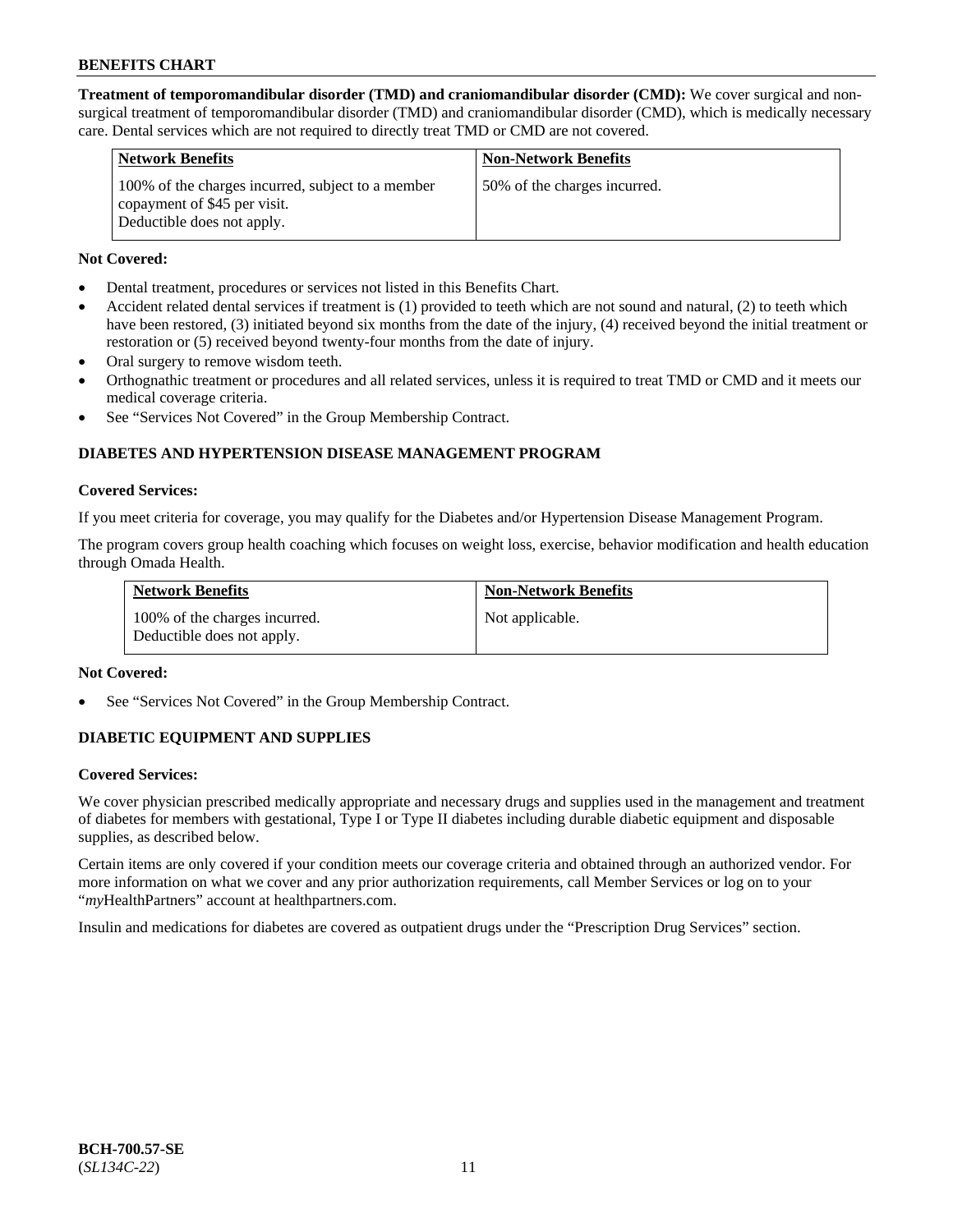**Treatment of temporomandibular disorder (TMD) and craniomandibular disorder (CMD):** We cover surgical and non-surgical treatment of temporomandibular disorder (TMD) and craniomandibular disorder (CMD), which is medically necessary care. Dental services which are not required to directly treat TMD or CMD are not covered.

| Network Benefits | Non-Network Benefits |
|---|---|
| 100% of the charges incurred, subject to a member copayment of $45 per visit. Deductible does not apply. | 50% of the charges incurred. |

**Not Covered:**

- Dental treatment, procedures or services not listed in this Benefits Chart.
- Accident related dental services if treatment is (1) provided to teeth which are not sound and natural, (2) to teeth which have been restored, (3) initiated beyond six months from the date of the injury, (4) received beyond the initial treatment or restoration or (5) received beyond twenty-four months from the date of injury.
- Oral surgery to remove wisdom teeth.
- Orthognathic treatment or procedures and all related services, unless it is required to treat TMD or CMD and it meets our medical coverage criteria.
- See "Services Not Covered" in the Group Membership Contract.

## DIABETES AND HYPERTENSION DISEASE MANAGEMENT PROGRAM

**Covered Services:**

If you meet criteria for coverage, you may qualify for the Diabetes and/or Hypertension Disease Management Program.

The program covers group health coaching which focuses on weight loss, exercise, behavior modification and health education through Omada Health.

| Network Benefits | Non-Network Benefits |
|---|---|
| 100% of the charges incurred. Deductible does not apply. | Not applicable. |

**Not Covered:**

- See "Services Not Covered" in the Group Membership Contract.

## DIABETIC EQUIPMENT AND SUPPLIES

**Covered Services:**

We cover physician prescribed medically appropriate and necessary drugs and supplies used in the management and treatment of diabetes for members with gestational, Type I or Type II diabetes including durable diabetic equipment and disposable supplies, as described below.

Certain items are only covered if your condition meets our coverage criteria and obtained through an authorized vendor. For more information on what we cover and any prior authorization requirements, call Member Services or log on to your "*my*HealthPartners" account at healthpartners.com.

Insulin and medications for diabetes are covered as outpatient drugs under the "Prescription Drug Services" section.

**BCH-700.57-SE**
(*SL134C-22*)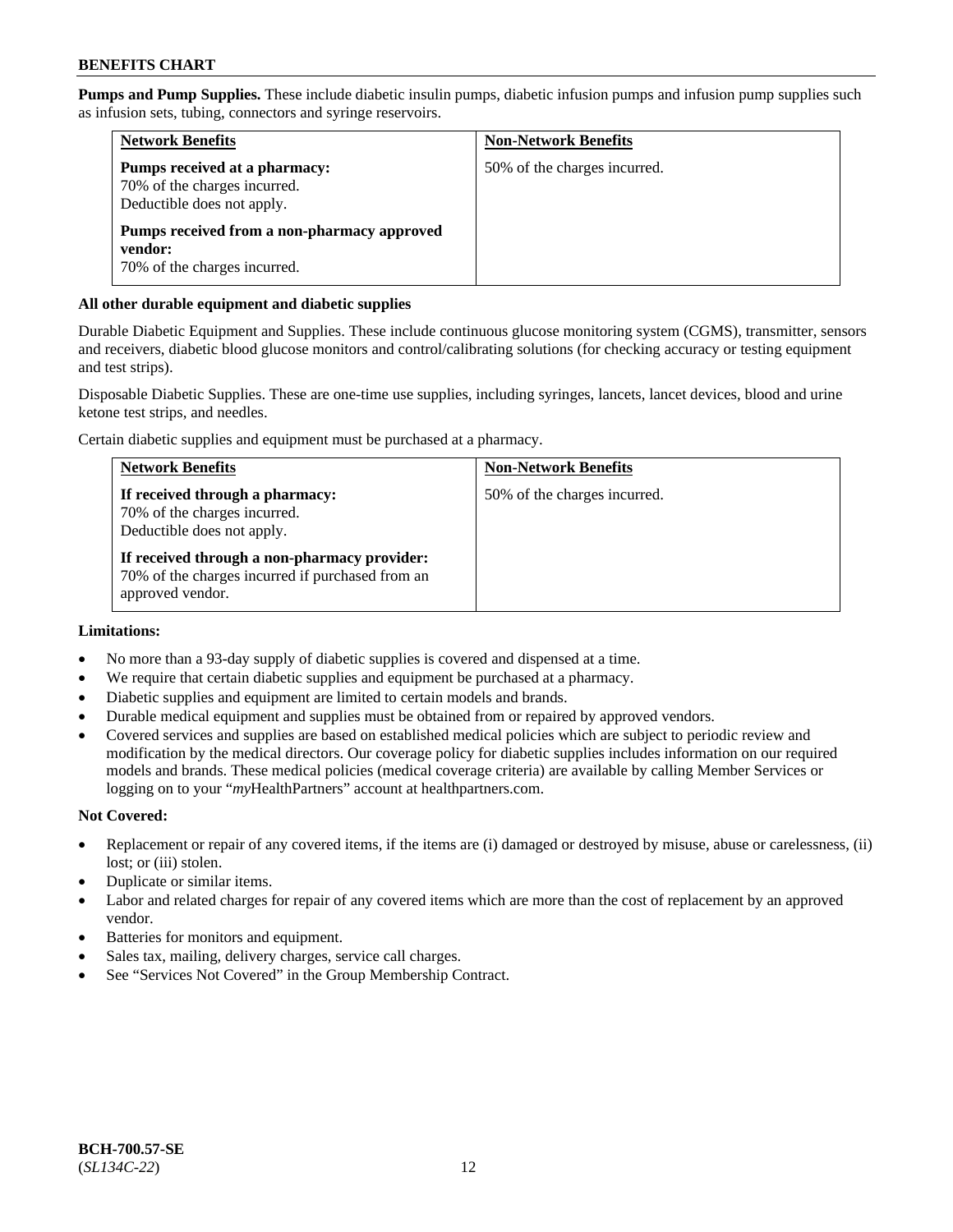**Pumps and Pump Supplies.** These include diabetic insulin pumps, diabetic infusion pumps and infusion pump supplies such as infusion sets, tubing, connectors and syringe reservoirs.

| Network Benefits | Non-Network Benefits |
|---|---|
| **Pumps received at a pharmacy:**<br>70% of the charges incurred.<br>Deductible does not apply.<br><br>**Pumps received from a non-pharmacy approved vendor:**<br>70% of the charges incurred. | 50% of the charges incurred. |

**All other durable equipment and diabetic supplies**

Durable Diabetic Equipment and Supplies. These include continuous glucose monitoring system (CGMS), transmitter, sensors and receivers, diabetic blood glucose monitors and control/calibrating solutions (for checking accuracy or testing equipment and test strips).

Disposable Diabetic Supplies. These are one-time use supplies, including syringes, lancets, lancet devices, blood and urine ketone test strips, and needles.

Certain diabetic supplies and equipment must be purchased at a pharmacy.

| Network Benefits | Non-Network Benefits |
|---|---|
| **If received through a pharmacy:**<br>70% of the charges incurred.<br>Deductible does not apply.<br><br>**If received through a non-pharmacy provider:**<br>70% of the charges incurred if purchased from an approved vendor. | 50% of the charges incurred. |

**Limitations:**

- No more than a 93-day supply of diabetic supplies is covered and dispensed at a time.
- We require that certain diabetic supplies and equipment be purchased at a pharmacy.
- Diabetic supplies and equipment are limited to certain models and brands.
- Durable medical equipment and supplies must be obtained from or repaired by approved vendors.
- Covered services and supplies are based on established medical policies which are subject to periodic review and modification by the medical directors. Our coverage policy for diabetic supplies includes information on our required models and brands. These medical policies (medical coverage criteria) are available by calling Member Services or logging on to your "*my*HealthPartners" account at healthpartners.com.

**Not Covered:**

- Replacement or repair of any covered items, if the items are (i) damaged or destroyed by misuse, abuse or carelessness, (ii) lost; or (iii) stolen.
- Duplicate or similar items.
- Labor and related charges for repair of any covered items which are more than the cost of replacement by an approved vendor.
- Batteries for monitors and equipment.
- Sales tax, mailing, delivery charges, service call charges.
- See "Services Not Covered" in the Group Membership Contract.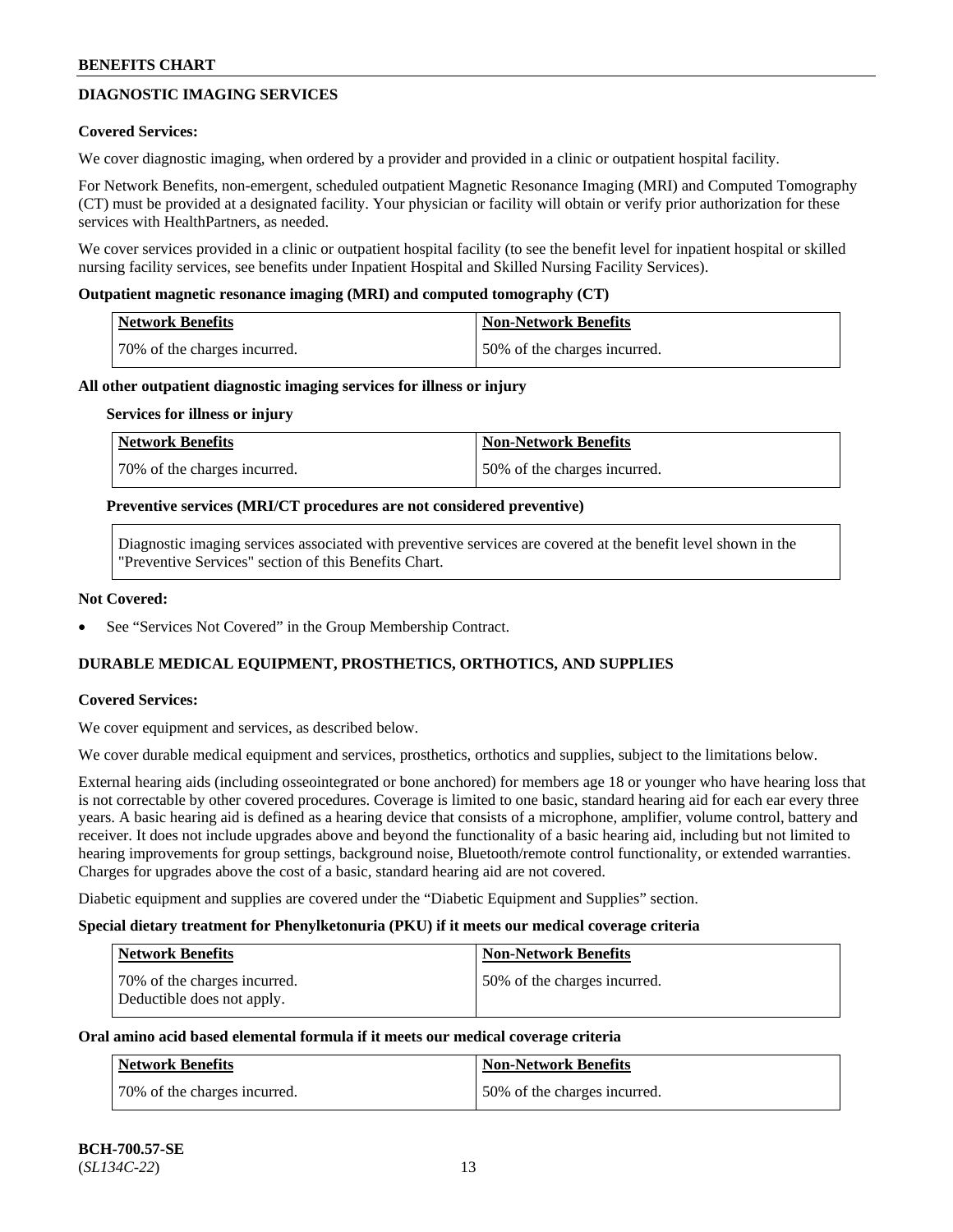## DIAGNOSTIC IMAGING SERVICES

**Covered Services:**

We cover diagnostic imaging, when ordered by a provider and provided in a clinic or outpatient hospital facility.

For Network Benefits, non-emergent, scheduled outpatient Magnetic Resonance Imaging (MRI) and Computed Tomography (CT) must be provided at a designated facility. Your physician or facility will obtain or verify prior authorization for these services with HealthPartners, as needed.

We cover services provided in a clinic or outpatient hospital facility (to see the benefit level for inpatient hospital or skilled nursing facility services, see benefits under Inpatient Hospital and Skilled Nursing Facility Services).

**Outpatient magnetic resonance imaging (MRI) and computed tomography (CT)**

| Network Benefits | Non-Network Benefits |
| --- | --- |
| 70% of the charges incurred. | 50% of the charges incurred. |

**All other outpatient diagnostic imaging services for illness or injury**

**Services for illness or injury**

| Network Benefits | Non-Network Benefits |
| --- | --- |
| 70% of the charges incurred. | 50% of the charges incurred. |

**Preventive services (MRI/CT procedures are not considered preventive)**

| Diagnostic imaging services associated with preventive services are covered at the benefit level shown in the "Preventive Services" section of this Benefits Chart. |
| --- |

**Not Covered:**

- See "Services Not Covered" in the Group Membership Contract.

## DURABLE MEDICAL EQUIPMENT, PROSTHETICS, ORTHOTICS, AND SUPPLIES

**Covered Services:**

We cover equipment and services, as described below.

We cover durable medical equipment and services, prosthetics, orthotics and supplies, subject to the limitations below.

External hearing aids (including osseointegrated or bone anchored) for members age 18 or younger who have hearing loss that is not correctable by other covered procedures. Coverage is limited to one basic, standard hearing aid for each ear every three years. A basic hearing aid is defined as a hearing device that consists of a microphone, amplifier, volume control, battery and receiver. It does not include upgrades above and beyond the functionality of a basic hearing aid, including but not limited to hearing improvements for group settings, background noise, Bluetooth/remote control functionality, or extended warranties. Charges for upgrades above the cost of a basic, standard hearing aid are not covered.

Diabetic equipment and supplies are covered under the "Diabetic Equipment and Supplies" section.

**Special dietary treatment for Phenylketonuria (PKU) if it meets our medical coverage criteria**

| Network Benefits | Non-Network Benefits |
| --- | --- |
| 70% of the charges incurred. Deductible does not apply. | 50% of the charges incurred. |

**Oral amino acid based elemental formula if it meets our medical coverage criteria**

| Network Benefits | Non-Network Benefits |
| --- | --- |
| 70% of the charges incurred. | 50% of the charges incurred. |

BCH-700.57-SE
(*SL134C-22*)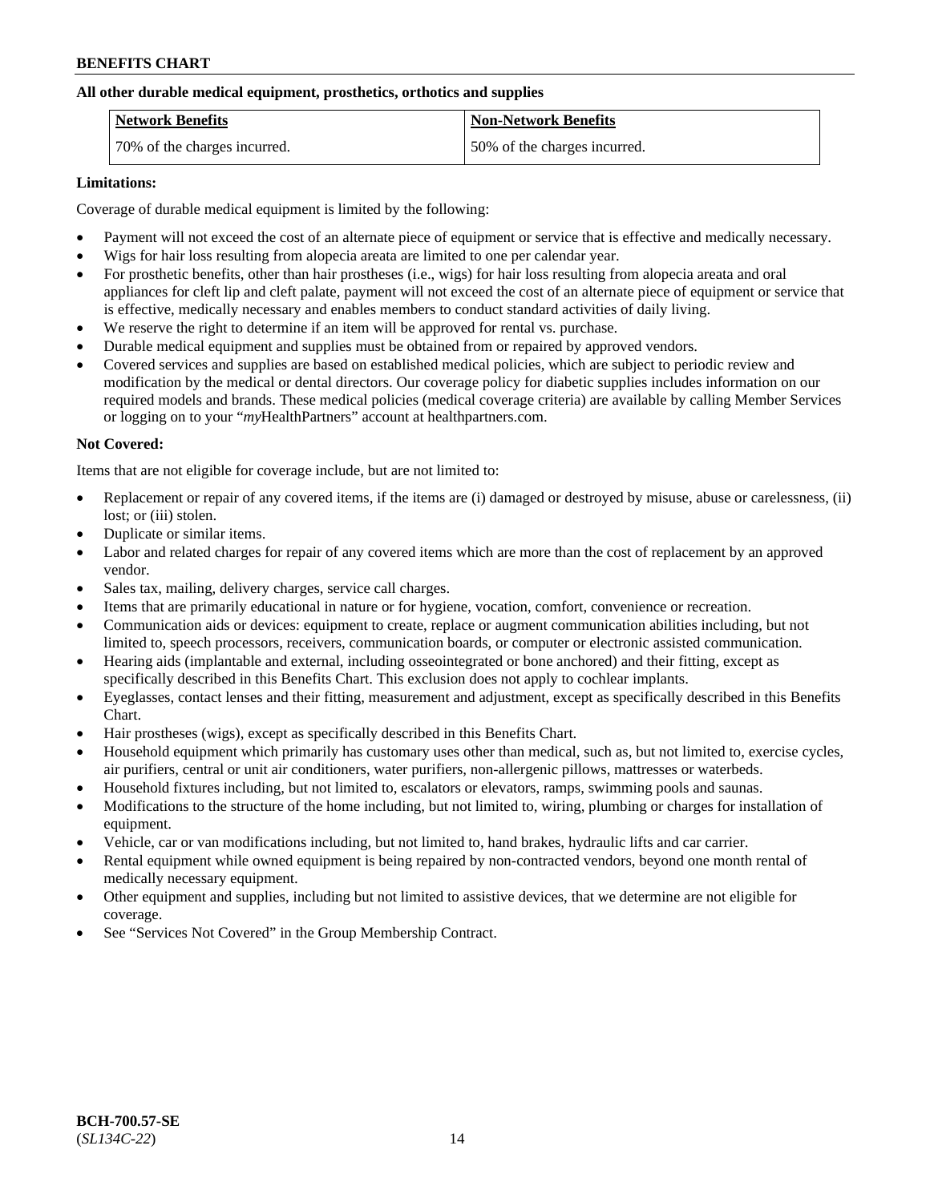**All other durable medical equipment, prosthetics, orthotics and supplies**

| Network Benefits | Non-Network Benefits |
| --- | --- |
| 70% of the charges incurred. | 50% of the charges incurred. |

**Limitations:**

Coverage of durable medical equipment is limited by the following:

- Payment will not exceed the cost of an alternate piece of equipment or service that is effective and medically necessary.
- Wigs for hair loss resulting from alopecia areata are limited to one per calendar year.
- For prosthetic benefits, other than hair prostheses (i.e., wigs) for hair loss resulting from alopecia areata and oral appliances for cleft lip and cleft palate, payment will not exceed the cost of an alternate piece of equipment or service that is effective, medically necessary and enables members to conduct standard activities of daily living.
- We reserve the right to determine if an item will be approved for rental vs. purchase.
- Durable medical equipment and supplies must be obtained from or repaired by approved vendors.
- Covered services and supplies are based on established medical policies, which are subject to periodic review and modification by the medical or dental directors. Our coverage policy for diabetic supplies includes information on our required models and brands. These medical policies (medical coverage criteria) are available by calling Member Services or logging on to your "*my*HealthPartners" account at healthpartners.com.

**Not Covered:**

Items that are not eligible for coverage include, but are not limited to:

- Replacement or repair of any covered items, if the items are (i) damaged or destroyed by misuse, abuse or carelessness, (ii) lost; or (iii) stolen.
- Duplicate or similar items.
- Labor and related charges for repair of any covered items which are more than the cost of replacement by an approved vendor.
- Sales tax, mailing, delivery charges, service call charges.
- Items that are primarily educational in nature or for hygiene, vocation, comfort, convenience or recreation.
- Communication aids or devices: equipment to create, replace or augment communication abilities including, but not limited to, speech processors, receivers, communication boards, or computer or electronic assisted communication.
- Hearing aids (implantable and external, including osseointegrated or bone anchored) and their fitting, except as specifically described in this Benefits Chart. This exclusion does not apply to cochlear implants.
- Eyeglasses, contact lenses and their fitting, measurement and adjustment, except as specifically described in this Benefits Chart.
- Hair prostheses (wigs), except as specifically described in this Benefits Chart.
- Household equipment which primarily has customary uses other than medical, such as, but not limited to, exercise cycles, air purifiers, central or unit air conditioners, water purifiers, non-allergenic pillows, mattresses or waterbeds.
- Household fixtures including, but not limited to, escalators or elevators, ramps, swimming pools and saunas.
- Modifications to the structure of the home including, but not limited to, wiring, plumbing or charges for installation of equipment.
- Vehicle, car or van modifications including, but not limited to, hand brakes, hydraulic lifts and car carrier.
- Rental equipment while owned equipment is being repaired by non-contracted vendors, beyond one month rental of medically necessary equipment.
- Other equipment and supplies, including but not limited to assistive devices, that we determine are not eligible for coverage.
- See "Services Not Covered" in the Group Membership Contract.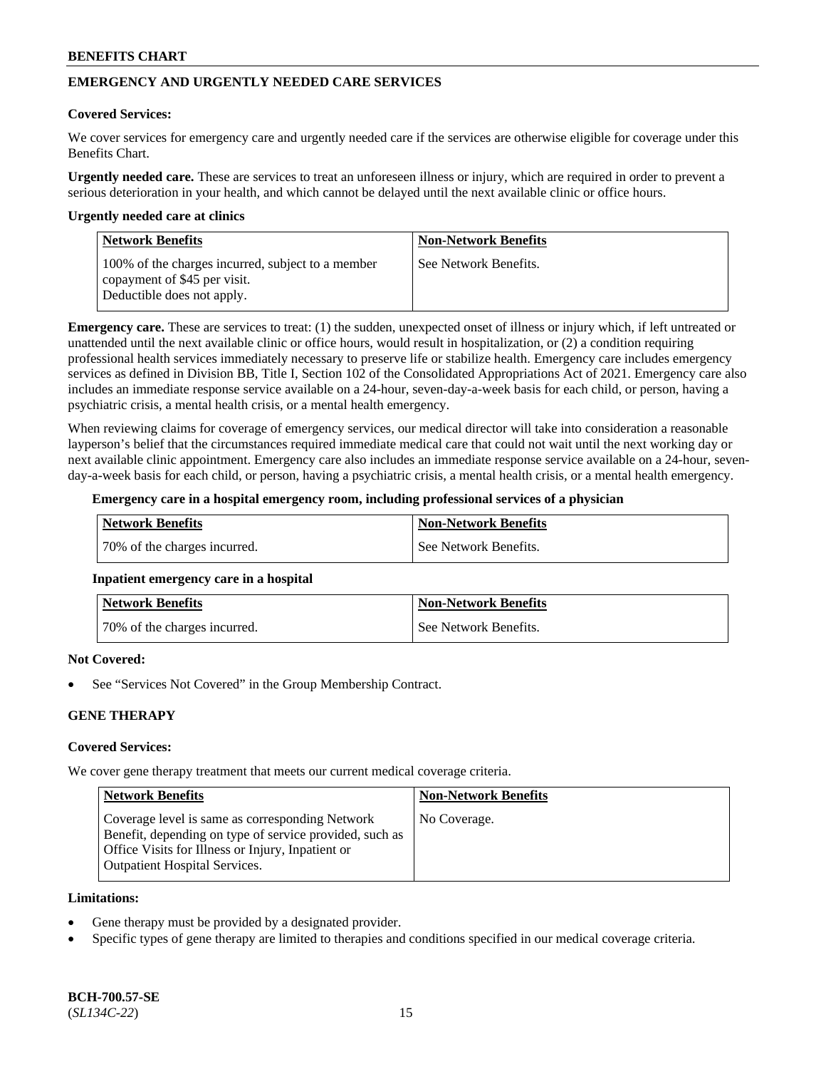## EMERGENCY AND URGENTLY NEEDED CARE SERVICES

**Covered Services:**

We cover services for emergency care and urgently needed care if the services are otherwise eligible for coverage under this Benefits Chart.

**Urgently needed care.** These are services to treat an unforeseen illness or injury, which are required in order to prevent a serious deterioration in your health, and which cannot be delayed until the next available clinic or office hours.

**Urgently needed care at clinics**

| Network Benefits | Non-Network Benefits |
|---|---|
| 100% of the charges incurred, subject to a member copayment of $45 per visit. Deductible does not apply. | See Network Benefits. |

**Emergency care.** These are services to treat: (1) the sudden, unexpected onset of illness or injury which, if left untreated or unattended until the next available clinic or office hours, would result in hospitalization, or (2) a condition requiring professional health services immediately necessary to preserve life or stabilize health. Emergency care includes emergency services as defined in Division BB, Title I, Section 102 of the Consolidated Appropriations Act of 2021. Emergency care also includes an immediate response service available on a 24-hour, seven-day-a-week basis for each child, or person, having a psychiatric crisis, a mental health crisis, or a mental health emergency.

When reviewing claims for coverage of emergency services, our medical director will take into consideration a reasonable layperson's belief that the circumstances required immediate medical care that could not wait until the next working day or next available clinic appointment. Emergency care also includes an immediate response service available on a 24-hour, seven-day-a-week basis for each child, or person, having a psychiatric crisis, a mental health crisis, or a mental health emergency.

**Emergency care in a hospital emergency room, including professional services of a physician**

| Network Benefits | Non-Network Benefits |
|---|---|
| 70% of the charges incurred. | See Network Benefits. |

**Inpatient emergency care in a hospital**

| Network Benefits | Non-Network Benefits |
|---|---|
| 70% of the charges incurred. | See Network Benefits. |

**Not Covered:**

- See "Services Not Covered" in the Group Membership Contract.

## GENE THERAPY

**Covered Services:**

We cover gene therapy treatment that meets our current medical coverage criteria.

| Network Benefits | Non-Network Benefits |
|---|---|
| Coverage level is same as corresponding Network Benefit, depending on type of service provided, such as Office Visits for Illness or Injury, Inpatient or Outpatient Hospital Services. | No Coverage. |

**Limitations:**

- Gene therapy must be provided by a designated provider.
- Specific types of gene therapy are limited to therapies and conditions specified in our medical coverage criteria.

**BCH-700.57-SE**
(*SL134C-22*)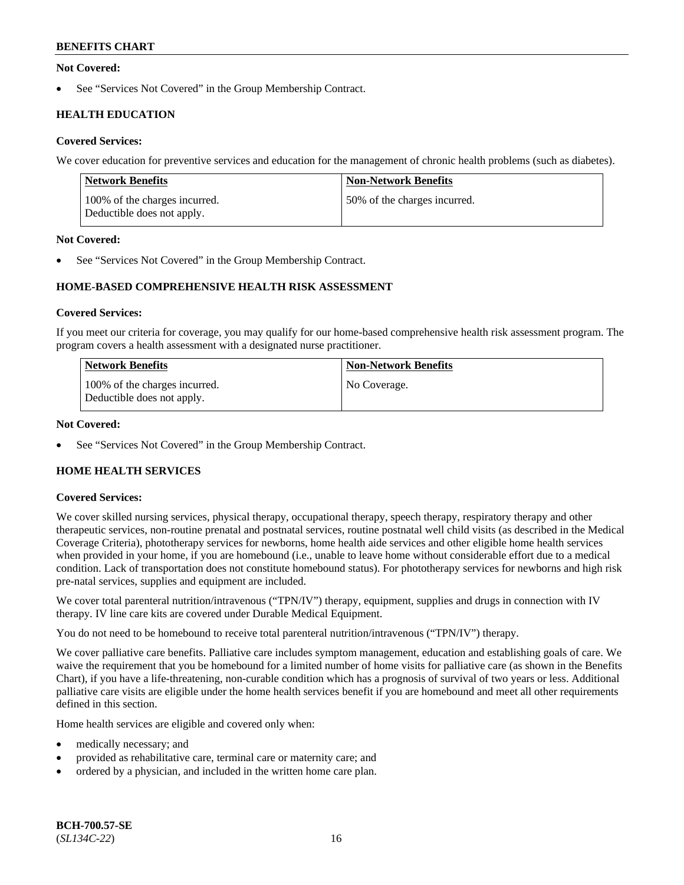**Not Covered:**

- See "Services Not Covered" in the Group Membership Contract.

### HEALTH EDUCATION

**Covered Services:**

We cover education for preventive services and education for the management of chronic health problems (such as diabetes).

| Network Benefits | Non-Network Benefits |
|---|---|
| 100% of the charges incurred. Deductible does not apply. | 50% of the charges incurred. |

**Not Covered:**

- See "Services Not Covered" in the Group Membership Contract.

### HOME-BASED COMPREHENSIVE HEALTH RISK ASSESSMENT

**Covered Services:**

If you meet our criteria for coverage, you may qualify for our home-based comprehensive health risk assessment program. The program covers a health assessment with a designated nurse practitioner.

| Network Benefits | Non-Network Benefits |
|---|---|
| 100% of the charges incurred. Deductible does not apply. | No Coverage. |

**Not Covered:**

- See "Services Not Covered" in the Group Membership Contract.

### HOME HEALTH SERVICES

**Covered Services:**

We cover skilled nursing services, physical therapy, occupational therapy, speech therapy, respiratory therapy and other therapeutic services, non-routine prenatal and postnatal services, routine postnatal well child visits (as described in the Medical Coverage Criteria), phototherapy services for newborns, home health aide services and other eligible home health services when provided in your home, if you are homebound (i.e., unable to leave home without considerable effort due to a medical condition. Lack of transportation does not constitute homebound status). For phototherapy services for newborns and high risk pre-natal services, supplies and equipment are included.

We cover total parenteral nutrition/intravenous ("TPN/IV") therapy, equipment, supplies and drugs in connection with IV therapy. IV line care kits are covered under Durable Medical Equipment.

You do not need to be homebound to receive total parenteral nutrition/intravenous ("TPN/IV") therapy.

We cover palliative care benefits. Palliative care includes symptom management, education and establishing goals of care. We waive the requirement that you be homebound for a limited number of home visits for palliative care (as shown in the Benefits Chart), if you have a life-threatening, non-curable condition which has a prognosis of survival of two years or less. Additional palliative care visits are eligible under the home health services benefit if you are homebound and meet all other requirements defined in this section.

Home health services are eligible and covered only when:

- medically necessary; and
- provided as rehabilitative care, terminal care or maternity care; and
- ordered by a physician, and included in the written home care plan.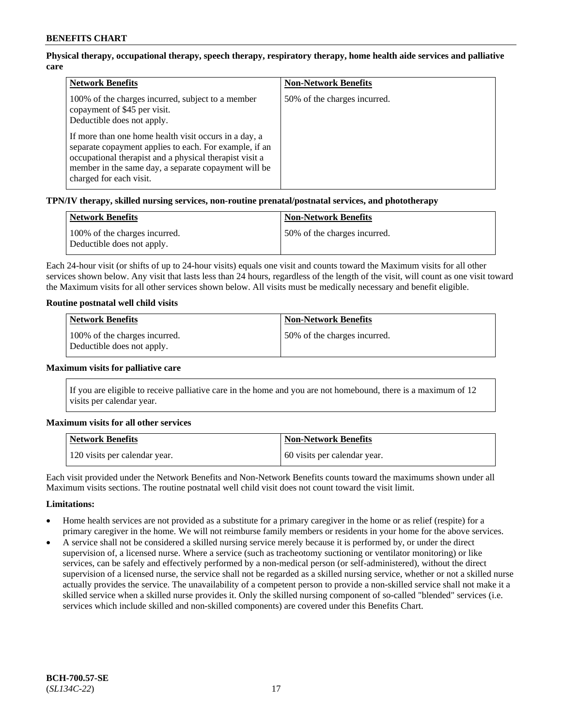**Physical therapy, occupational therapy, speech therapy, respiratory therapy, home health aide services and palliative care**

| Network Benefits | Non-Network Benefits |
| --- | --- |
| 100% of the charges incurred, subject to a member copayment of $45 per visit. Deductible does not apply. If more than one home health visit occurs in a day, a separate copayment applies to each. For example, if an occupational therapist and a physical therapist visit a member in the same day, a separate copayment will be charged for each visit. | 50% of the charges incurred. |

**TPN/IV therapy, skilled nursing services, non-routine prenatal/postnatal services, and phototherapy**

| Network Benefits | Non-Network Benefits |
| --- | --- |
| 100% of the charges incurred. Deductible does not apply. | 50% of the charges incurred. |

Each 24-hour visit (or shifts of up to 24-hour visits) equals one visit and counts toward the Maximum visits for all other services shown below. Any visit that lasts less than 24 hours, regardless of the length of the visit, will count as one visit toward the Maximum visits for all other services shown below. All visits must be medically necessary and benefit eligible.

**Routine postnatal well child visits**

| Network Benefits | Non-Network Benefits |
| --- | --- |
| 100% of the charges incurred. Deductible does not apply. | 50% of the charges incurred. |

**Maximum visits for palliative care**

If you are eligible to receive palliative care in the home and you are not homebound, there is a maximum of 12 visits per calendar year.

**Maximum visits for all other services**

| Network Benefits | Non-Network Benefits |
| --- | --- |
| 120 visits per calendar year. | 60 visits per calendar year. |

Each visit provided under the Network Benefits and Non-Network Benefits counts toward the maximums shown under all Maximum visits sections. The routine postnatal well child visit does not count toward the visit limit.

**Limitations:**

- Home health services are not provided as a substitute for a primary caregiver in the home or as relief (respite) for a primary caregiver in the home. We will not reimburse family members or residents in your home for the above services.
- A service shall not be considered a skilled nursing service merely because it is performed by, or under the direct supervision of, a licensed nurse. Where a service (such as tracheotomy suctioning or ventilator monitoring) or like services, can be safely and effectively performed by a non-medical person (or self-administered), without the direct supervision of a licensed nurse, the service shall not be regarded as a skilled nursing service, whether or not a skilled nurse actually provides the service. The unavailability of a competent person to provide a non-skilled service shall not make it a skilled service when a skilled nurse provides it. Only the skilled nursing component of so-called "blended" services (i.e. services which include skilled and non-skilled components) are covered under this Benefits Chart.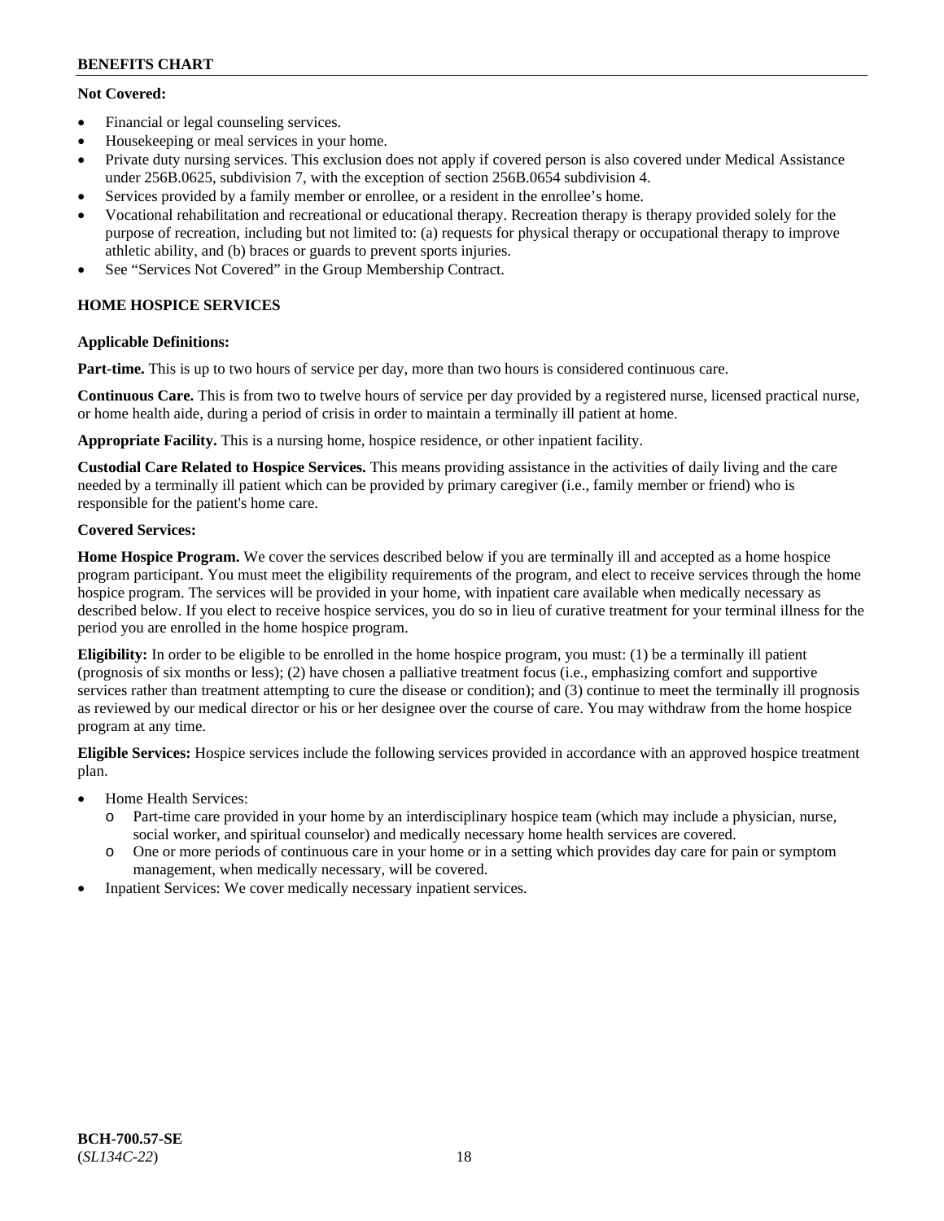**Not Covered:**

- Financial or legal counseling services.
- Housekeeping or meal services in your home.
- Private duty nursing services. This exclusion does not apply if covered person is also covered under Medical Assistance under 256B.0625, subdivision 7, with the exception of section 256B.0654 subdivision 4.
- Services provided by a family member or enrollee, or a resident in the enrollee's home.
- Vocational rehabilitation and recreational or educational therapy. Recreation therapy is therapy provided solely for the purpose of recreation, including but not limited to: (a) requests for physical therapy or occupational therapy to improve athletic ability, and (b) braces or guards to prevent sports injuries.
- See "Services Not Covered" in the Group Membership Contract.

## HOME HOSPICE SERVICES

**Applicable Definitions:**

**Part-time.** This is up to two hours of service per day, more than two hours is considered continuous care.

**Continuous Care.** This is from two to twelve hours of service per day provided by a registered nurse, licensed practical nurse, or home health aide, during a period of crisis in order to maintain a terminally ill patient at home.

**Appropriate Facility.** This is a nursing home, hospice residence, or other inpatient facility.

**Custodial Care Related to Hospice Services.** This means providing assistance in the activities of daily living and the care needed by a terminally ill patient which can be provided by primary caregiver (i.e., family member or friend) who is responsible for the patient's home care.

**Covered Services:**

**Home Hospice Program.** We cover the services described below if you are terminally ill and accepted as a home hospice program participant. You must meet the eligibility requirements of the program, and elect to receive services through the home hospice program. The services will be provided in your home, with inpatient care available when medically necessary as described below. If you elect to receive hospice services, you do so in lieu of curative treatment for your terminal illness for the period you are enrolled in the home hospice program.

**Eligibility:** In order to be eligible to be enrolled in the home hospice program, you must: (1) be a terminally ill patient (prognosis of six months or less); (2) have chosen a palliative treatment focus (i.e., emphasizing comfort and supportive services rather than treatment attempting to cure the disease or condition); and (3) continue to meet the terminally ill prognosis as reviewed by our medical director or his or her designee over the course of care. You may withdraw from the home hospice program at any time.

**Eligible Services:** Hospice services include the following services provided in accordance with an approved hospice treatment plan.

- Home Health Services:
  - Part-time care provided in your home by an interdisciplinary hospice team (which may include a physician, nurse, social worker, and spiritual counselor) and medically necessary home health services are covered.
  - One or more periods of continuous care in your home or in a setting which provides day care for pain or symptom management, when medically necessary, will be covered.
- Inpatient Services: We cover medically necessary inpatient services.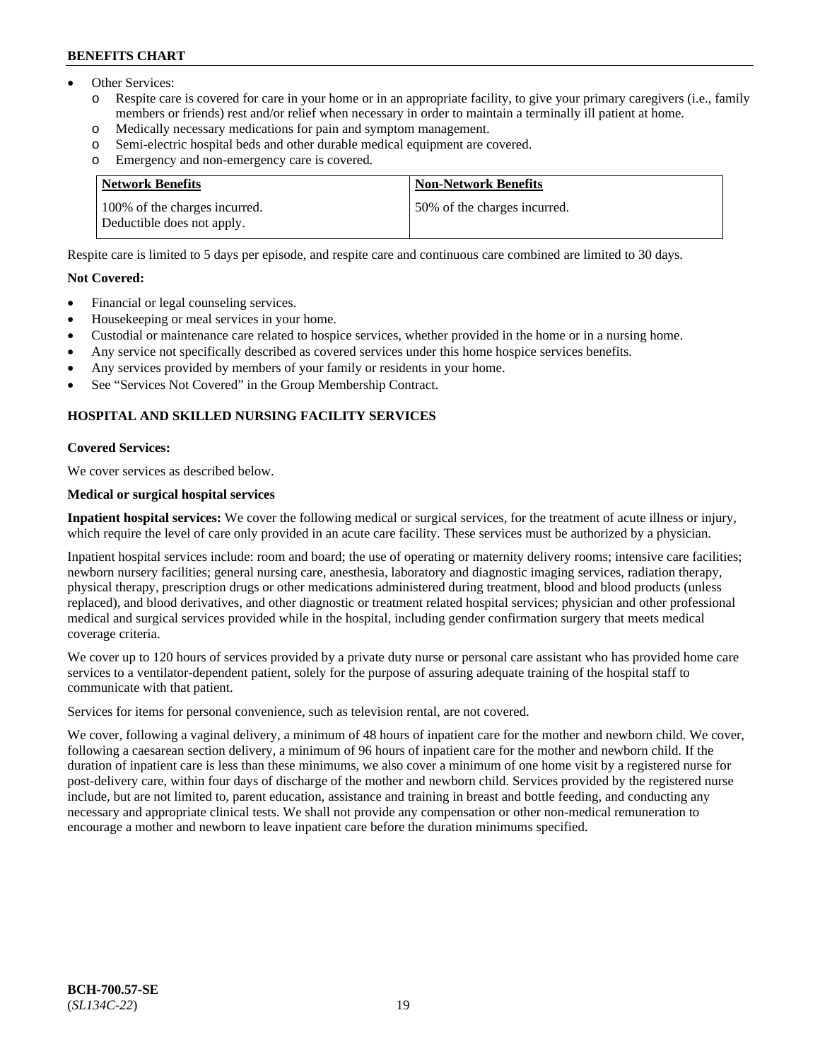- Other Services:
  - Respite care is covered for care in your home or in an appropriate facility, to give your primary caregivers (i.e., family members or friends) rest and/or relief when necessary in order to maintain a terminally ill patient at home.
  - Medically necessary medications for pain and symptom management.
  - Semi-electric hospital beds and other durable medical equipment are covered.
  - Emergency and non-emergency care is covered.

| Network Benefits | Non-Network Benefits |
|---|---|
| 100% of the charges incurred. Deductible does not apply. | 50% of the charges incurred. |

Respite care is limited to 5 days per episode, and respite care and continuous care combined are limited to 30 days.

**Not Covered:**

- Financial or legal counseling services.
- Housekeeping or meal services in your home.
- Custodial or maintenance care related to hospice services, whether provided in the home or in a nursing home.
- Any service not specifically described as covered services under this home hospice services benefits.
- Any services provided by members of your family or residents in your home.
- See "Services Not Covered" in the Group Membership Contract.

## HOSPITAL AND SKILLED NURSING FACILITY SERVICES

**Covered Services:**

We cover services as described below.

**Medical or surgical hospital services**

**Inpatient hospital services:** We cover the following medical or surgical services, for the treatment of acute illness or injury, which require the level of care only provided in an acute care facility. These services must be authorized by a physician.

Inpatient hospital services include: room and board; the use of operating or maternity delivery rooms; intensive care facilities; newborn nursery facilities; general nursing care, anesthesia, laboratory and diagnostic imaging services, radiation therapy, physical therapy, prescription drugs or other medications administered during treatment, blood and blood products (unless replaced), and blood derivatives, and other diagnostic or treatment related hospital services; physician and other professional medical and surgical services provided while in the hospital, including gender confirmation surgery that meets medical coverage criteria.

We cover up to 120 hours of services provided by a private duty nurse or personal care assistant who has provided home care services to a ventilator-dependent patient, solely for the purpose of assuring adequate training of the hospital staff to communicate with that patient.

Services for items for personal convenience, such as television rental, are not covered.

We cover, following a vaginal delivery, a minimum of 48 hours of inpatient care for the mother and newborn child. We cover, following a caesarean section delivery, a minimum of 96 hours of inpatient care for the mother and newborn child. If the duration of inpatient care is less than these minimums, we also cover a minimum of one home visit by a registered nurse for post-delivery care, within four days of discharge of the mother and newborn child. Services provided by the registered nurse include, but are not limited to, parent education, assistance and training in breast and bottle feeding, and conducting any necessary and appropriate clinical tests. We shall not provide any compensation or other non-medical remuneration to encourage a mother and newborn to leave inpatient care before the duration minimums specified.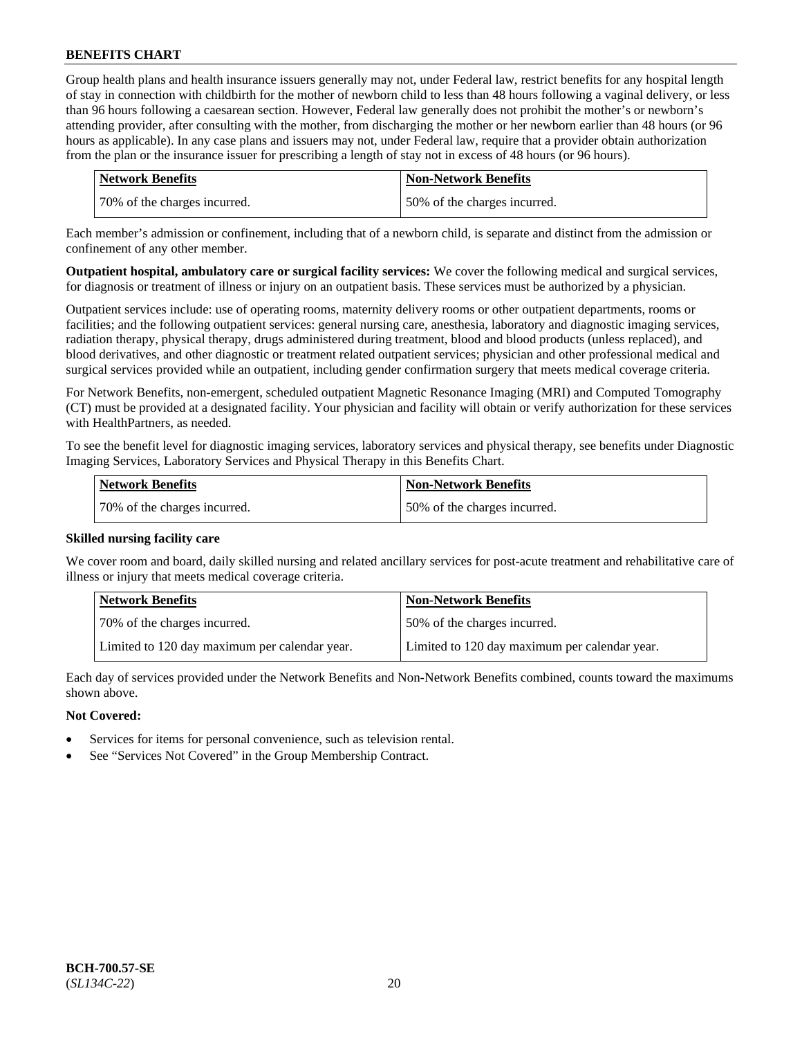Group health plans and health insurance issuers generally may not, under Federal law, restrict benefits for any hospital length of stay in connection with childbirth for the mother of newborn child to less than 48 hours following a vaginal delivery, or less than 96 hours following a caesarean section. However, Federal law generally does not prohibit the mother's or newborn's attending provider, after consulting with the mother, from discharging the mother or her newborn earlier than 48 hours (or 96 hours as applicable). In any case plans and issuers may not, under Federal law, require that a provider obtain authorization from the plan or the insurance issuer for prescribing a length of stay not in excess of 48 hours (or 96 hours).

| Network Benefits | Non-Network Benefits |
|---|---|
| 70% of the charges incurred. | 50% of the charges incurred. |

Each member's admission or confinement, including that of a newborn child, is separate and distinct from the admission or confinement of any other member.

**Outpatient hospital, ambulatory care or surgical facility services:** We cover the following medical and surgical services, for diagnosis or treatment of illness or injury on an outpatient basis. These services must be authorized by a physician.

Outpatient services include: use of operating rooms, maternity delivery rooms or other outpatient departments, rooms or facilities; and the following outpatient services: general nursing care, anesthesia, laboratory and diagnostic imaging services, radiation therapy, physical therapy, drugs administered during treatment, blood and blood products (unless replaced), and blood derivatives, and other diagnostic or treatment related outpatient services; physician and other professional medical and surgical services provided while an outpatient, including gender confirmation surgery that meets medical coverage criteria.

For Network Benefits, non-emergent, scheduled outpatient Magnetic Resonance Imaging (MRI) and Computed Tomography (CT) must be provided at a designated facility. Your physician and facility will obtain or verify authorization for these services with HealthPartners, as needed.

To see the benefit level for diagnostic imaging services, laboratory services and physical therapy, see benefits under Diagnostic Imaging Services, Laboratory Services and Physical Therapy in this Benefits Chart.

| Network Benefits | Non-Network Benefits |
|---|---|
| 70% of the charges incurred. | 50% of the charges incurred. |

**Skilled nursing facility care**

We cover room and board, daily skilled nursing and related ancillary services for post-acute treatment and rehabilitative care of illness or injury that meets medical coverage criteria.

| Network Benefits | Non-Network Benefits |
|---|---|
| 70% of the charges incurred. | 50% of the charges incurred. |
| Limited to 120 day maximum per calendar year. | Limited to 120 day maximum per calendar year. |

Each day of services provided under the Network Benefits and Non-Network Benefits combined, counts toward the maximums shown above.

**Not Covered:**

- Services for items for personal convenience, such as television rental.
- See "Services Not Covered" in the Group Membership Contract.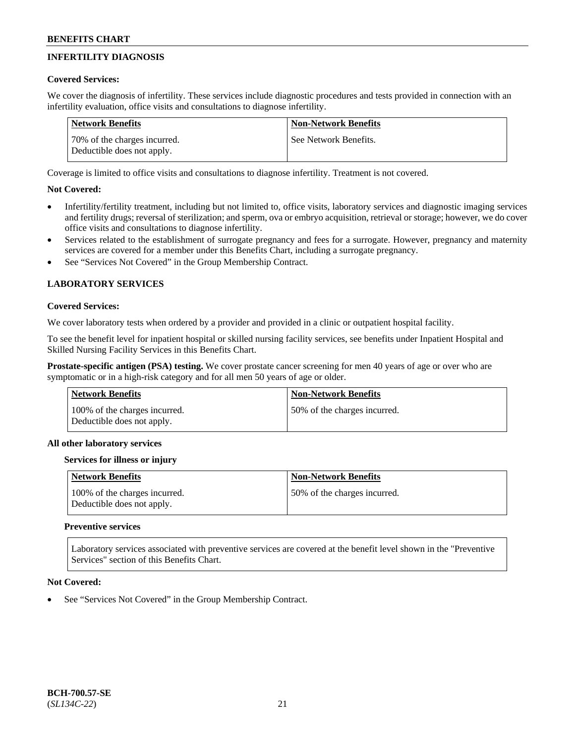## INFERTILITY DIAGNOSIS

**Covered Services:**

We cover the diagnosis of infertility. These services include diagnostic procedures and tests provided in connection with an infertility evaluation, office visits and consultations to diagnose infertility.

| Network Benefits | Non-Network Benefits |
|---|---|
| 70% of the charges incurred. Deductible does not apply. | See Network Benefits. |

Coverage is limited to office visits and consultations to diagnose infertility. Treatment is not covered.

**Not Covered:**

- Infertility/fertility treatment, including but not limited to, office visits, laboratory services and diagnostic imaging services and fertility drugs; reversal of sterilization; and sperm, ova or embryo acquisition, retrieval or storage; however, we do cover office visits and consultations to diagnose infertility.
- Services related to the establishment of surrogate pregnancy and fees for a surrogate. However, pregnancy and maternity services are covered for a member under this Benefits Chart, including a surrogate pregnancy.
- See "Services Not Covered" in the Group Membership Contract.

## LABORATORY SERVICES

**Covered Services:**

We cover laboratory tests when ordered by a provider and provided in a clinic or outpatient hospital facility.

To see the benefit level for inpatient hospital or skilled nursing facility services, see benefits under Inpatient Hospital and Skilled Nursing Facility Services in this Benefits Chart.

**Prostate-specific antigen (PSA) testing.** We cover prostate cancer screening for men 40 years of age or over who are symptomatic or in a high-risk category and for all men 50 years of age or older.

| Network Benefits | Non-Network Benefits |
|---|---|
| 100% of the charges incurred. Deductible does not apply. | 50% of the charges incurred. |

**All other laboratory services**

**Services for illness or injury**

| Network Benefits | Non-Network Benefits |
|---|---|
| 100% of the charges incurred. Deductible does not apply. | 50% of the charges incurred. |

**Preventive services**

Laboratory services associated with preventive services are covered at the benefit level shown in the "Preventive Services" section of this Benefits Chart.

**Not Covered:**

- See "Services Not Covered" in the Group Membership Contract.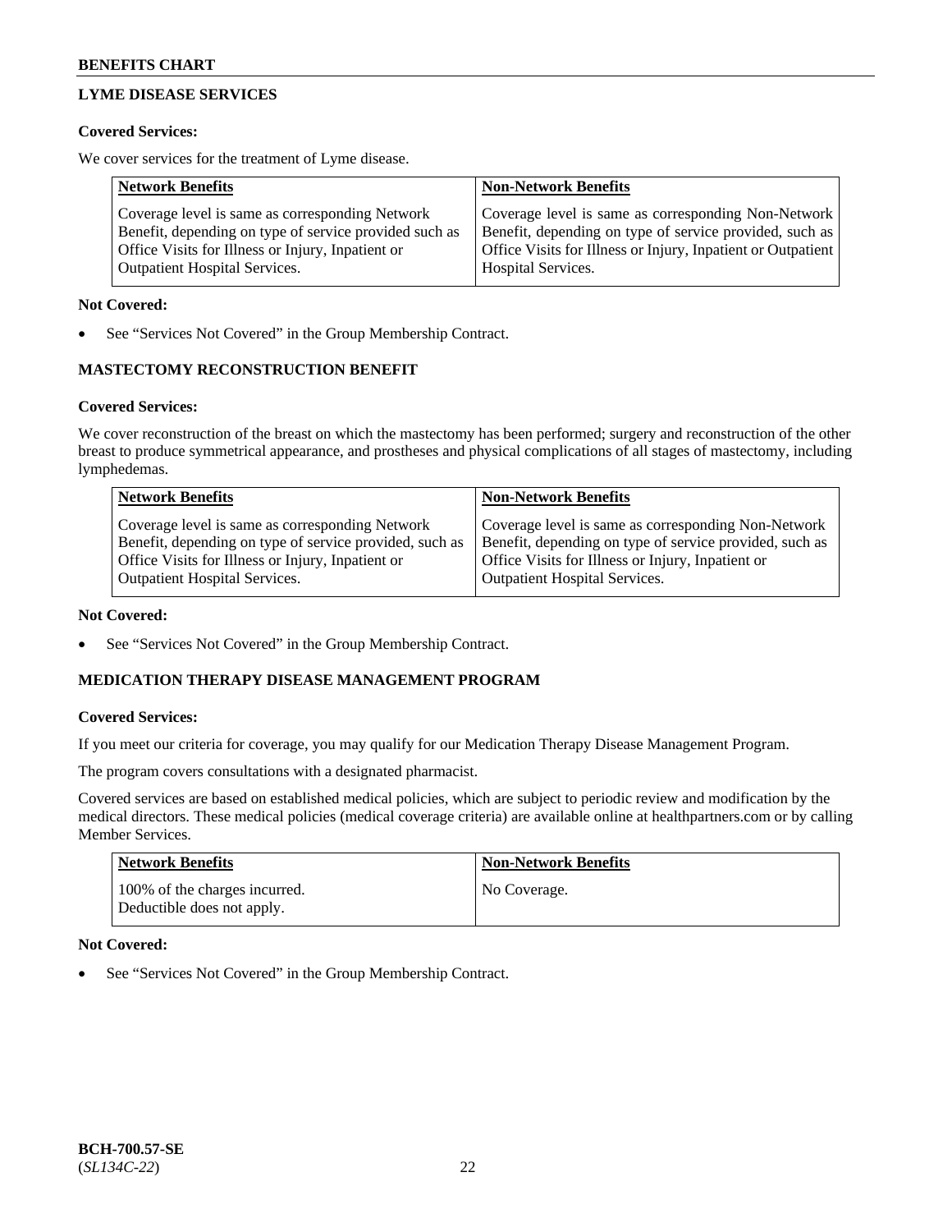## LYME DISEASE SERVICES

**Covered Services:**

We cover services for the treatment of Lyme disease.

| Network Benefits | Non-Network Benefits |
|---|---|
| Coverage level is same as corresponding Network Benefit, depending on type of service provided such as Office Visits for Illness or Injury, Inpatient or Outpatient Hospital Services. | Coverage level is same as corresponding Non-Network Benefit, depending on type of service provided, such as Office Visits for Illness or Injury, Inpatient or Outpatient Hospital Services. |

**Not Covered:**

- See "Services Not Covered" in the Group Membership Contract.

## MASTECTOMY RECONSTRUCTION BENEFIT

**Covered Services:**

We cover reconstruction of the breast on which the mastectomy has been performed; surgery and reconstruction of the other breast to produce symmetrical appearance, and prostheses and physical complications of all stages of mastectomy, including lymphedemas.

| Network Benefits | Non-Network Benefits |
|---|---|
| Coverage level is same as corresponding Network Benefit, depending on type of service provided, such as Office Visits for Illness or Injury, Inpatient or Outpatient Hospital Services. | Coverage level is same as corresponding Non-Network Benefit, depending on type of service provided, such as Office Visits for Illness or Injury, Inpatient or Outpatient Hospital Services. |

**Not Covered:**

- See "Services Not Covered" in the Group Membership Contract.

## MEDICATION THERAPY DISEASE MANAGEMENT PROGRAM

**Covered Services:**

If you meet our criteria for coverage, you may qualify for our Medication Therapy Disease Management Program.

The program covers consultations with a designated pharmacist.

Covered services are based on established medical policies, which are subject to periodic review and modification by the medical directors. These medical policies (medical coverage criteria) are available online at healthpartners.com or by calling Member Services.

| Network Benefits | Non-Network Benefits |
|---|---|
| 100% of the charges incurred. Deductible does not apply. | No Coverage. |

**Not Covered:**

- See "Services Not Covered" in the Group Membership Contract.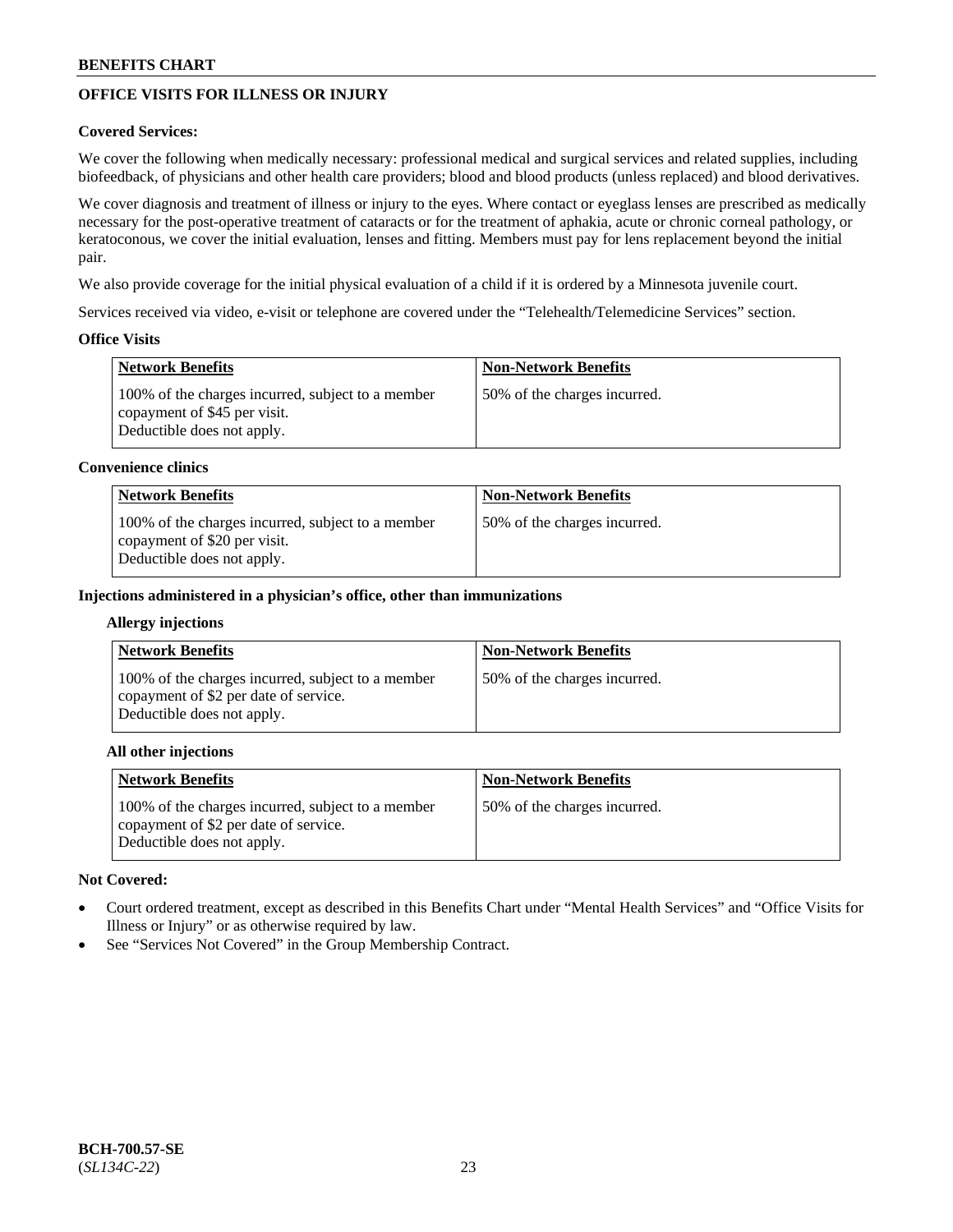## OFFICE VISITS FOR ILLNESS OR INJURY

**Covered Services:**

We cover the following when medically necessary: professional medical and surgical services and related supplies, including biofeedback, of physicians and other health care providers; blood and blood products (unless replaced) and blood derivatives.

We cover diagnosis and treatment of illness or injury to the eyes. Where contact or eyeglass lenses are prescribed as medically necessary for the post-operative treatment of cataracts or for the treatment of aphakia, acute or chronic corneal pathology, or keratoconous, we cover the initial evaluation, lenses and fitting. Members must pay for lens replacement beyond the initial pair.

We also provide coverage for the initial physical evaluation of a child if it is ordered by a Minnesota juvenile court.

Services received via video, e-visit or telephone are covered under the "Telehealth/Telemedicine Services" section.

**Office Visits**

| Network Benefits | Non-Network Benefits |
|---|---|
| 100% of the charges incurred, subject to a member copayment of $45 per visit. Deductible does not apply. | 50% of the charges incurred. |

**Convenience clinics**

| Network Benefits | Non-Network Benefits |
|---|---|
| 100% of the charges incurred, subject to a member copayment of $20 per visit. Deductible does not apply. | 50% of the charges incurred. |

**Injections administered in a physician's office, other than immunizations**

**Allergy injections**

| Network Benefits | Non-Network Benefits |
|---|---|
| 100% of the charges incurred, subject to a member copayment of $2 per date of service. Deductible does not apply. | 50% of the charges incurred. |

**All other injections**

| Network Benefits | Non-Network Benefits |
|---|---|
| 100% of the charges incurred, subject to a member copayment of $2 per date of service. Deductible does not apply. | 50% of the charges incurred. |

**Not Covered:**

- Court ordered treatment, except as described in this Benefits Chart under "Mental Health Services" and "Office Visits for Illness or Injury" or as otherwise required by law.
- See "Services Not Covered" in the Group Membership Contract.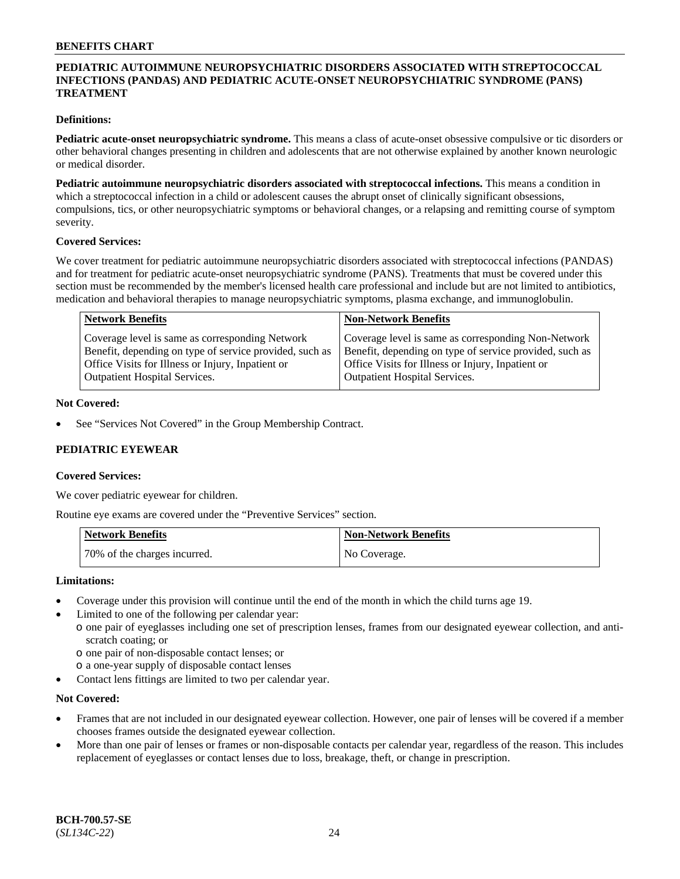## PEDIATRIC AUTOIMMUNE NEUROPSYCHIATRIC DISORDERS ASSOCIATED WITH STREPTOCOCCAL INFECTIONS (PANDAS) AND PEDIATRIC ACUTE-ONSET NEUROPSYCHIATRIC SYNDROME (PANS) TREATMENT

**Definitions:**

**Pediatric acute-onset neuropsychiatric syndrome.** This means a class of acute-onset obsessive compulsive or tic disorders or other behavioral changes presenting in children and adolescents that are not otherwise explained by another known neurologic or medical disorder.

**Pediatric autoimmune neuropsychiatric disorders associated with streptococcal infections.** This means a condition in which a streptococcal infection in a child or adolescent causes the abrupt onset of clinically significant obsessions, compulsions, tics, or other neuropsychiatric symptoms or behavioral changes, or a relapsing and remitting course of symptom severity.

**Covered Services:**

We cover treatment for pediatric autoimmune neuropsychiatric disorders associated with streptococcal infections (PANDAS) and for treatment for pediatric acute-onset neuropsychiatric syndrome (PANS). Treatments that must be covered under this section must be recommended by the member's licensed health care professional and include but are not limited to antibiotics, medication and behavioral therapies to manage neuropsychiatric symptoms, plasma exchange, and immunoglobulin.

| Network Benefits | Non-Network Benefits |
|---|---|
| Coverage level is same as corresponding Network Benefit, depending on type of service provided, such as Office Visits for Illness or Injury, Inpatient or Outpatient Hospital Services. | Coverage level is same as corresponding Non-Network Benefit, depending on type of service provided, such as Office Visits for Illness or Injury, Inpatient or Outpatient Hospital Services. |

**Not Covered:**

- See "Services Not Covered" in the Group Membership Contract.

## PEDIATRIC EYEWEAR

**Covered Services:**

We cover pediatric eyewear for children.

Routine eye exams are covered under the "Preventive Services" section.

| Network Benefits | Non-Network Benefits |
|---|---|
| 70% of the charges incurred. | No Coverage. |

**Limitations:**

- Coverage under this provision will continue until the end of the month in which the child turns age 19.
- Limited to one of the following per calendar year:
  - one pair of eyeglasses including one set of prescription lenses, frames from our designated eyewear collection, and anti-scratch coating; or
  - one pair of non-disposable contact lenses; or
  - a one-year supply of disposable contact lenses
- Contact lens fittings are limited to two per calendar year.

**Not Covered:**

- Frames that are not included in our designated eyewear collection. However, one pair of lenses will be covered if a member chooses frames outside the designated eyewear collection.
- More than one pair of lenses or frames or non-disposable contacts per calendar year, regardless of the reason. This includes replacement of eyeglasses or contact lenses due to loss, breakage, theft, or change in prescription.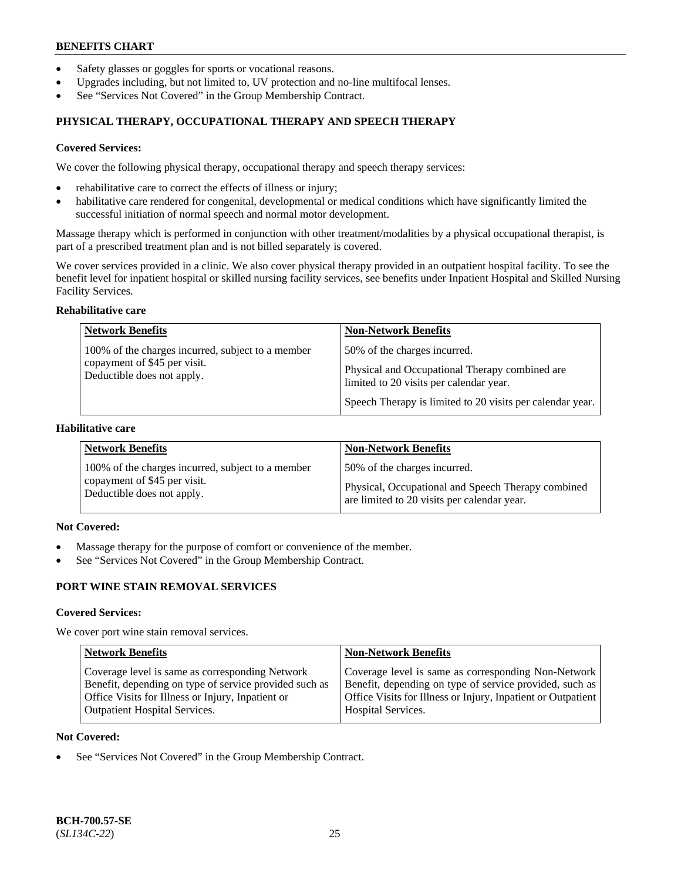- Safety glasses or goggles for sports or vocational reasons.
- Upgrades including, but not limited to, UV protection and no-line multifocal lenses.
- See "Services Not Covered" in the Group Membership Contract.

## PHYSICAL THERAPY, OCCUPATIONAL THERAPY AND SPEECH THERAPY

**Covered Services:**

We cover the following physical therapy, occupational therapy and speech therapy services:

- rehabilitative care to correct the effects of illness or injury;
- habilitative care rendered for congenital, developmental or medical conditions which have significantly limited the successful initiation of normal speech and normal motor development.

Massage therapy which is performed in conjunction with other treatment/modalities by a physical occupational therapist, is part of a prescribed treatment plan and is not billed separately is covered.

We cover services provided in a clinic. We also cover physical therapy provided in an outpatient hospital facility. To see the benefit level for inpatient hospital or skilled nursing facility services, see benefits under Inpatient Hospital and Skilled Nursing Facility Services.

**Rehabilitative care**

| Network Benefits | Non-Network Benefits |
|---|---|
| 100% of the charges incurred, subject to a member copayment of $45 per visit. Deductible does not apply. | 50% of the charges incurred. Physical and Occupational Therapy combined are limited to 20 visits per calendar year. Speech Therapy is limited to 20 visits per calendar year. |

**Habilitative care**

| Network Benefits | Non-Network Benefits |
|---|---|
| 100% of the charges incurred, subject to a member copayment of $45 per visit. Deductible does not apply. | 50% of the charges incurred. Physical, Occupational and Speech Therapy combined are limited to 20 visits per calendar year. |

**Not Covered:**

- Massage therapy for the purpose of comfort or convenience of the member.
- See "Services Not Covered" in the Group Membership Contract.

## PORT WINE STAIN REMOVAL SERVICES

**Covered Services:**

We cover port wine stain removal services.

| Network Benefits | Non-Network Benefits |
|---|---|
| Coverage level is same as corresponding Network Benefit, depending on type of service provided such as Office Visits for Illness or Injury, Inpatient or Outpatient Hospital Services. | Coverage level is same as corresponding Non-Network Benefit, depending on type of service provided, such as Office Visits for Illness or Injury, Inpatient or Outpatient Hospital Services. |

**Not Covered:**

- See "Services Not Covered" in the Group Membership Contract.

**BCH-700.57-SE**
(*SL134C-22*)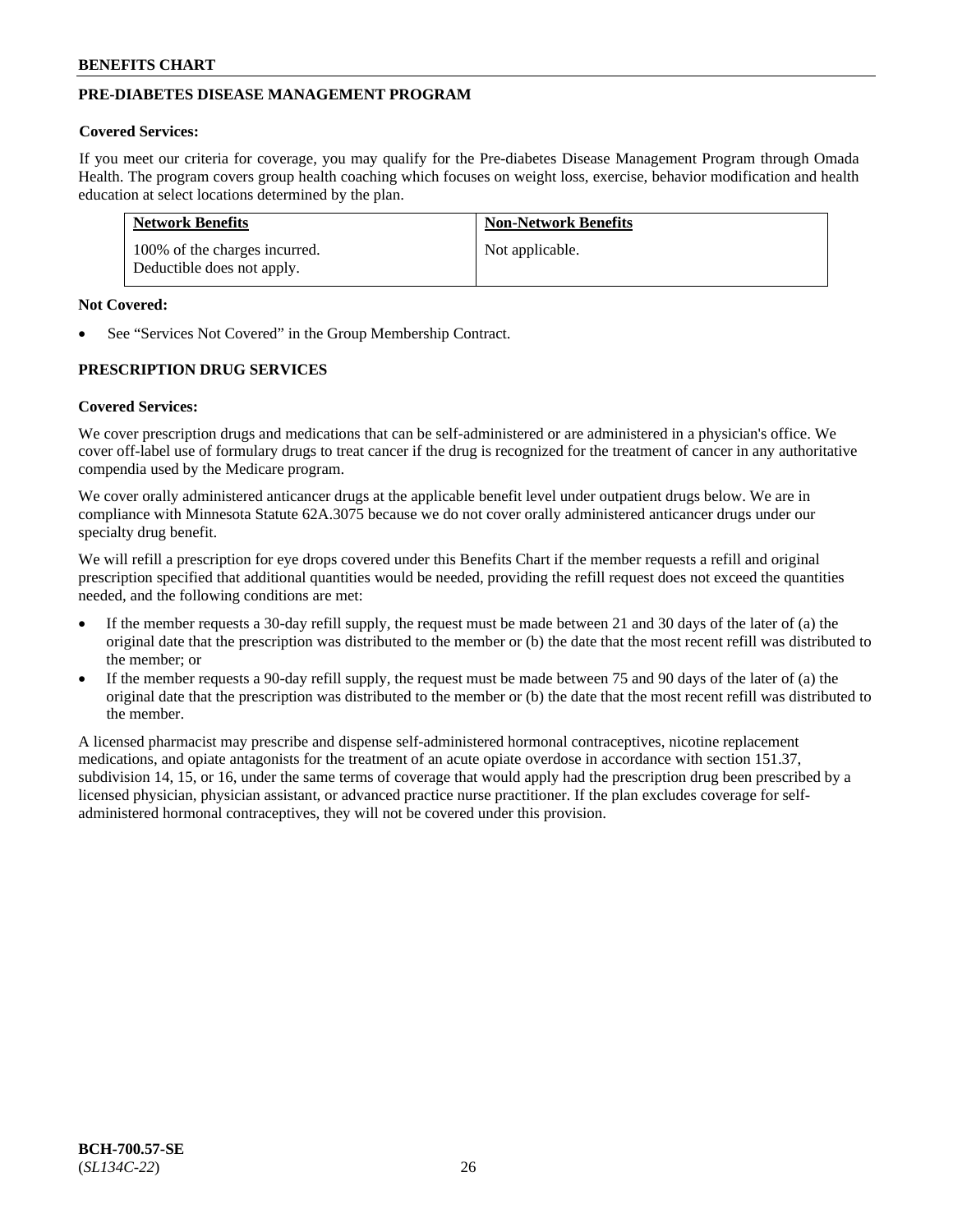## PRE-DIABETES DISEASE MANAGEMENT PROGRAM

**Covered Services:**

If you meet our criteria for coverage, you may qualify for the Pre-diabetes Disease Management Program through Omada Health. The program covers group health coaching which focuses on weight loss, exercise, behavior modification and health education at select locations determined by the plan.

| Network Benefits | Non-Network Benefits |
|---|---|
| 100% of the charges incurred. Deductible does not apply. | Not applicable. |

**Not Covered:**

- See "Services Not Covered" in the Group Membership Contract.

## PRESCRIPTION DRUG SERVICES

**Covered Services:**

We cover prescription drugs and medications that can be self-administered or are administered in a physician's office. We cover off-label use of formulary drugs to treat cancer if the drug is recognized for the treatment of cancer in any authoritative compendia used by the Medicare program.

We cover orally administered anticancer drugs at the applicable benefit level under outpatient drugs below. We are in compliance with Minnesota Statute 62A.3075 because we do not cover orally administered anticancer drugs under our specialty drug benefit.

We will refill a prescription for eye drops covered under this Benefits Chart if the member requests a refill and original prescription specified that additional quantities would be needed, providing the refill request does not exceed the quantities needed, and the following conditions are met:

- If the member requests a 30-day refill supply, the request must be made between 21 and 30 days of the later of (a) the original date that the prescription was distributed to the member or (b) the date that the most recent refill was distributed to the member; or
- If the member requests a 90-day refill supply, the request must be made between 75 and 90 days of the later of (a) the original date that the prescription was distributed to the member or (b) the date that the most recent refill was distributed to the member.

A licensed pharmacist may prescribe and dispense self-administered hormonal contraceptives, nicotine replacement medications, and opiate antagonists for the treatment of an acute opiate overdose in accordance with section 151.37, subdivision 14, 15, or 16, under the same terms of coverage that would apply had the prescription drug been prescribed by a licensed physician, physician assistant, or advanced practice nurse practitioner. If the plan excludes coverage for self-administered hormonal contraceptives, they will not be covered under this provision.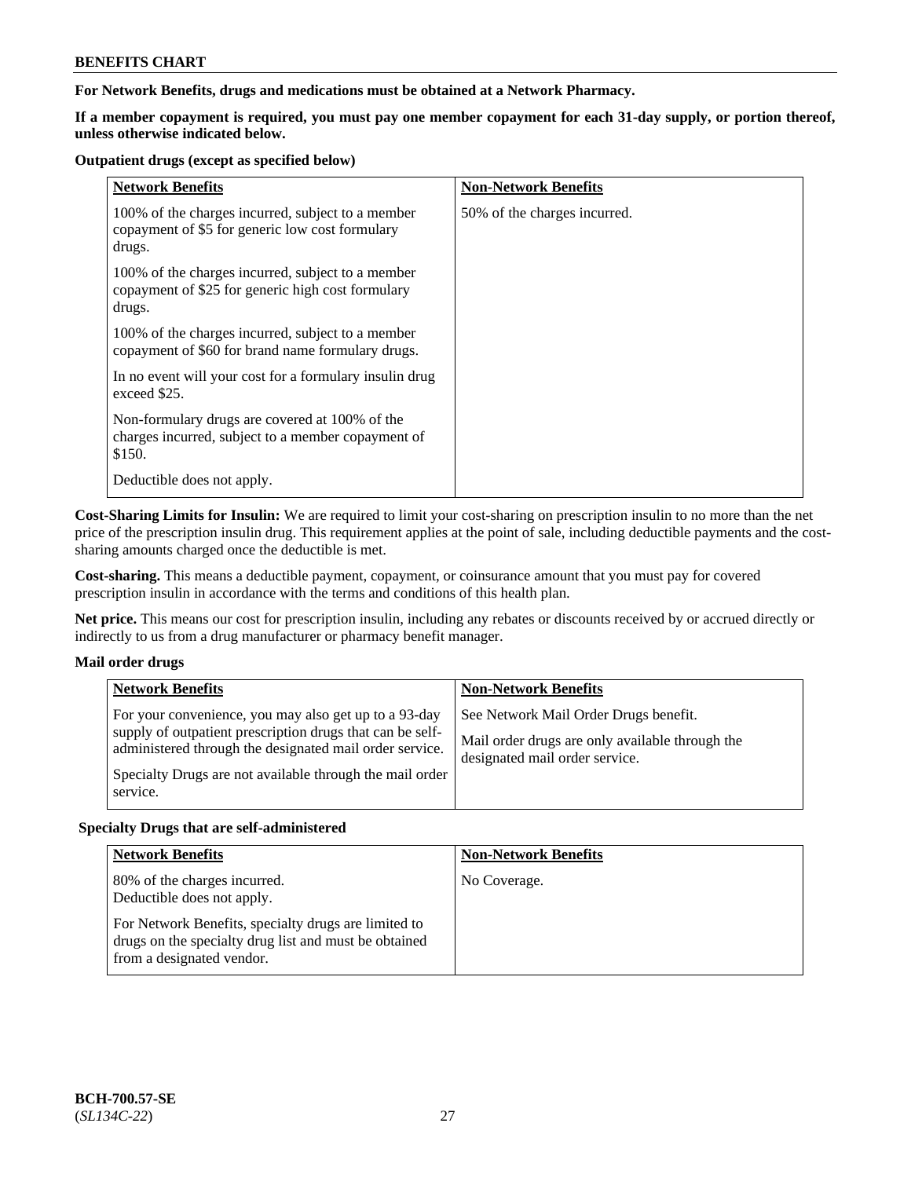**For Network Benefits, drugs and medications must be obtained at a Network Pharmacy.**

**If a member copayment is required, you must pay one member copayment for each 31-day supply, or portion thereof, unless otherwise indicated below.**

**Outpatient drugs (except as specified below)**

| Network Benefits | Non-Network Benefits |
|---|---|
| 100% of the charges incurred, subject to a member copayment of $5 for generic low cost formulary drugs.<br><br>100% of the charges incurred, subject to a member copayment of $25 for generic high cost formulary drugs.<br><br>100% of the charges incurred, subject to a member copayment of $60 for brand name formulary drugs.<br><br>In no event will your cost for a formulary insulin drug exceed $25.<br><br>Non-formulary drugs are covered at 100% of the charges incurred, subject to a member copayment of $150.<br><br>Deductible does not apply. | 50% of the charges incurred. |

**Cost-Sharing Limits for Insulin:** We are required to limit your cost-sharing on prescription insulin to no more than the net price of the prescription insulin drug. This requirement applies at the point of sale, including deductible payments and the cost-sharing amounts charged once the deductible is met.

**Cost-sharing.** This means a deductible payment, copayment, or coinsurance amount that you must pay for covered prescription insulin in accordance with the terms and conditions of this health plan.

**Net price.** This means our cost for prescription insulin, including any rebates or discounts received by or accrued directly or indirectly to us from a drug manufacturer or pharmacy benefit manager.

**Mail order drugs**

| Network Benefits | Non-Network Benefits |
|---|---|
| For your convenience, you may also get up to a 93-day supply of outpatient prescription drugs that can be self-administered through the designated mail order service.<br><br>Specialty Drugs are not available through the mail order service. | See Network Mail Order Drugs benefit.<br><br>Mail order drugs are only available through the designated mail order service. |

**Specialty Drugs that are self-administered**

| Network Benefits | Non-Network Benefits |
|---|---|
| 80% of the charges incurred.<br>Deductible does not apply.<br><br>For Network Benefits, specialty drugs are limited to drugs on the specialty drug list and must be obtained from a designated vendor. | No Coverage. |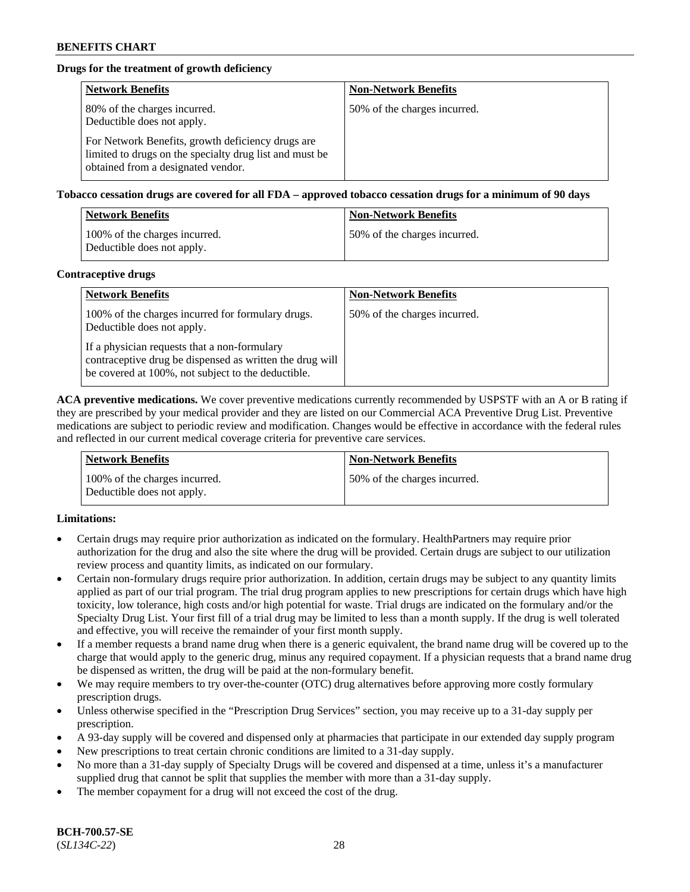**Drugs for the treatment of growth deficiency**

| Network Benefits | Non-Network Benefits |
|---|---|
| 80% of the charges incurred. Deductible does not apply. For Network Benefits, growth deficiency drugs are limited to drugs on the specialty drug list and must be obtained from a designated vendor. | 50% of the charges incurred. |

**Tobacco cessation drugs are covered for all FDA – approved tobacco cessation drugs for a minimum of 90 days**

| Network Benefits | Non-Network Benefits |
|---|---|
| 100% of the charges incurred. Deductible does not apply. | 50% of the charges incurred. |

**Contraceptive drugs**

| Network Benefits | Non-Network Benefits |
|---|---|
| 100% of the charges incurred for formulary drugs. Deductible does not apply. If a physician requests that a non-formulary contraceptive drug be dispensed as written the drug will be covered at 100%, not subject to the deductible. | 50% of the charges incurred. |

**ACA preventive medications.** We cover preventive medications currently recommended by USPSTF with an A or B rating if they are prescribed by your medical provider and they are listed on our Commercial ACA Preventive Drug List. Preventive medications are subject to periodic review and modification. Changes would be effective in accordance with the federal rules and reflected in our current medical coverage criteria for preventive care services.

| Network Benefits | Non-Network Benefits |
|---|---|
| 100% of the charges incurred. Deductible does not apply. | 50% of the charges incurred. |

**Limitations:**

- Certain drugs may require prior authorization as indicated on the formulary. HealthPartners may require prior authorization for the drug and also the site where the drug will be provided. Certain drugs are subject to our utilization review process and quantity limits, as indicated on our formulary.
- Certain non-formulary drugs require prior authorization. In addition, certain drugs may be subject to any quantity limits applied as part of our trial program. The trial drug program applies to new prescriptions for certain drugs which have high toxicity, low tolerance, high costs and/or high potential for waste. Trial drugs are indicated on the formulary and/or the Specialty Drug List. Your first fill of a trial drug may be limited to less than a month supply. If the drug is well tolerated and effective, you will receive the remainder of your first month supply.
- If a member requests a brand name drug when there is a generic equivalent, the brand name drug will be covered up to the charge that would apply to the generic drug, minus any required copayment. If a physician requests that a brand name drug be dispensed as written, the drug will be paid at the non-formulary benefit.
- We may require members to try over-the-counter (OTC) drug alternatives before approving more costly formulary prescription drugs.
- Unless otherwise specified in the "Prescription Drug Services" section, you may receive up to a 31-day supply per prescription.
- A 93-day supply will be covered and dispensed only at pharmacies that participate in our extended day supply program
- New prescriptions to treat certain chronic conditions are limited to a 31-day supply.
- No more than a 31-day supply of Specialty Drugs will be covered and dispensed at a time, unless it's a manufacturer supplied drug that cannot be split that supplies the member with more than a 31-day supply.
- The member copayment for a drug will not exceed the cost of the drug.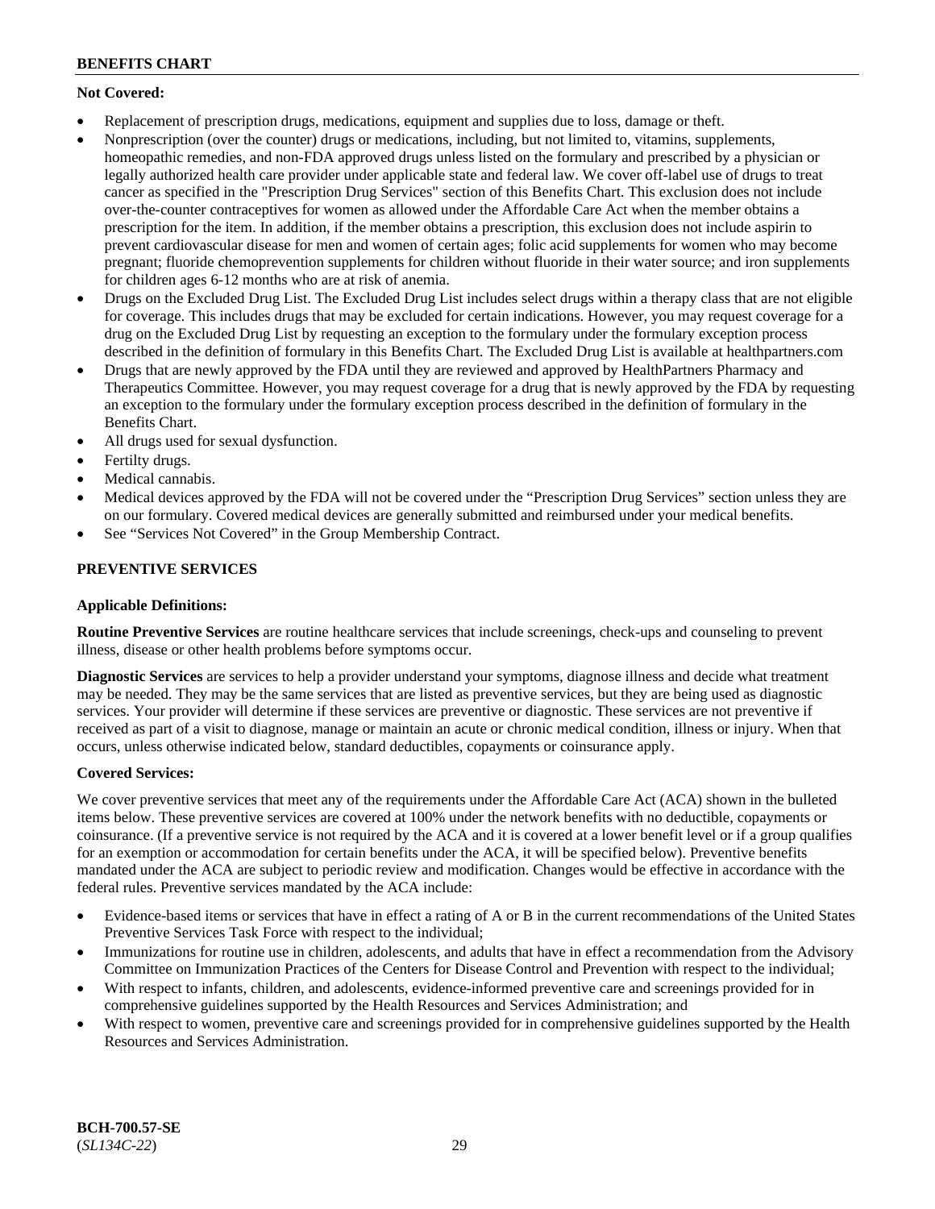**Not Covered:**

- Replacement of prescription drugs, medications, equipment and supplies due to loss, damage or theft.
- Nonprescription (over the counter) drugs or medications, including, but not limited to, vitamins, supplements, homeopathic remedies, and non-FDA approved drugs unless listed on the formulary and prescribed by a physician or legally authorized health care provider under applicable state and federal law. We cover off-label use of drugs to treat cancer as specified in the "Prescription Drug Services" section of this Benefits Chart. This exclusion does not include over-the-counter contraceptives for women as allowed under the Affordable Care Act when the member obtains a prescription for the item. In addition, if the member obtains a prescription, this exclusion does not include aspirin to prevent cardiovascular disease for men and women of certain ages; folic acid supplements for women who may become pregnant; fluoride chemoprevention supplements for children without fluoride in their water source; and iron supplements for children ages 6-12 months who are at risk of anemia.
- Drugs on the Excluded Drug List. The Excluded Drug List includes select drugs within a therapy class that are not eligible for coverage. This includes drugs that may be excluded for certain indications. However, you may request coverage for a drug on the Excluded Drug List by requesting an exception to the formulary under the formulary exception process described in the definition of formulary in this Benefits Chart. The Excluded Drug List is available at healthpartners.com
- Drugs that are newly approved by the FDA until they are reviewed and approved by HealthPartners Pharmacy and Therapeutics Committee. However, you may request coverage for a drug that is newly approved by the FDA by requesting an exception to the formulary under the formulary exception process described in the definition of formulary in the Benefits Chart.
- All drugs used for sexual dysfunction.
- Fertilty drugs.
- Medical cannabis.
- Medical devices approved by the FDA will not be covered under the "Prescription Drug Services" section unless they are on our formulary. Covered medical devices are generally submitted and reimbursed under your medical benefits.
- See "Services Not Covered" in the Group Membership Contract.

## PREVENTIVE SERVICES

**Applicable Definitions:**

**Routine Preventive Services** are routine healthcare services that include screenings, check-ups and counseling to prevent illness, disease or other health problems before symptoms occur.

**Diagnostic Services** are services to help a provider understand your symptoms, diagnose illness and decide what treatment may be needed. They may be the same services that are listed as preventive services, but they are being used as diagnostic services. Your provider will determine if these services are preventive or diagnostic. These services are not preventive if received as part of a visit to diagnose, manage or maintain an acute or chronic medical condition, illness or injury. When that occurs, unless otherwise indicated below, standard deductibles, copayments or coinsurance apply.

**Covered Services:**

We cover preventive services that meet any of the requirements under the Affordable Care Act (ACA) shown in the bulleted items below. These preventive services are covered at 100% under the network benefits with no deductible, copayments or coinsurance. (If a preventive service is not required by the ACA and it is covered at a lower benefit level or if a group qualifies for an exemption or accommodation for certain benefits under the ACA, it will be specified below). Preventive benefits mandated under the ACA are subject to periodic review and modification. Changes would be effective in accordance with the federal rules. Preventive services mandated by the ACA include:

- Evidence-based items or services that have in effect a rating of A or B in the current recommendations of the United States Preventive Services Task Force with respect to the individual;
- Immunizations for routine use in children, adolescents, and adults that have in effect a recommendation from the Advisory Committee on Immunization Practices of the Centers for Disease Control and Prevention with respect to the individual;
- With respect to infants, children, and adolescents, evidence-informed preventive care and screenings provided for in comprehensive guidelines supported by the Health Resources and Services Administration; and
- With respect to women, preventive care and screenings provided for in comprehensive guidelines supported by the Health Resources and Services Administration.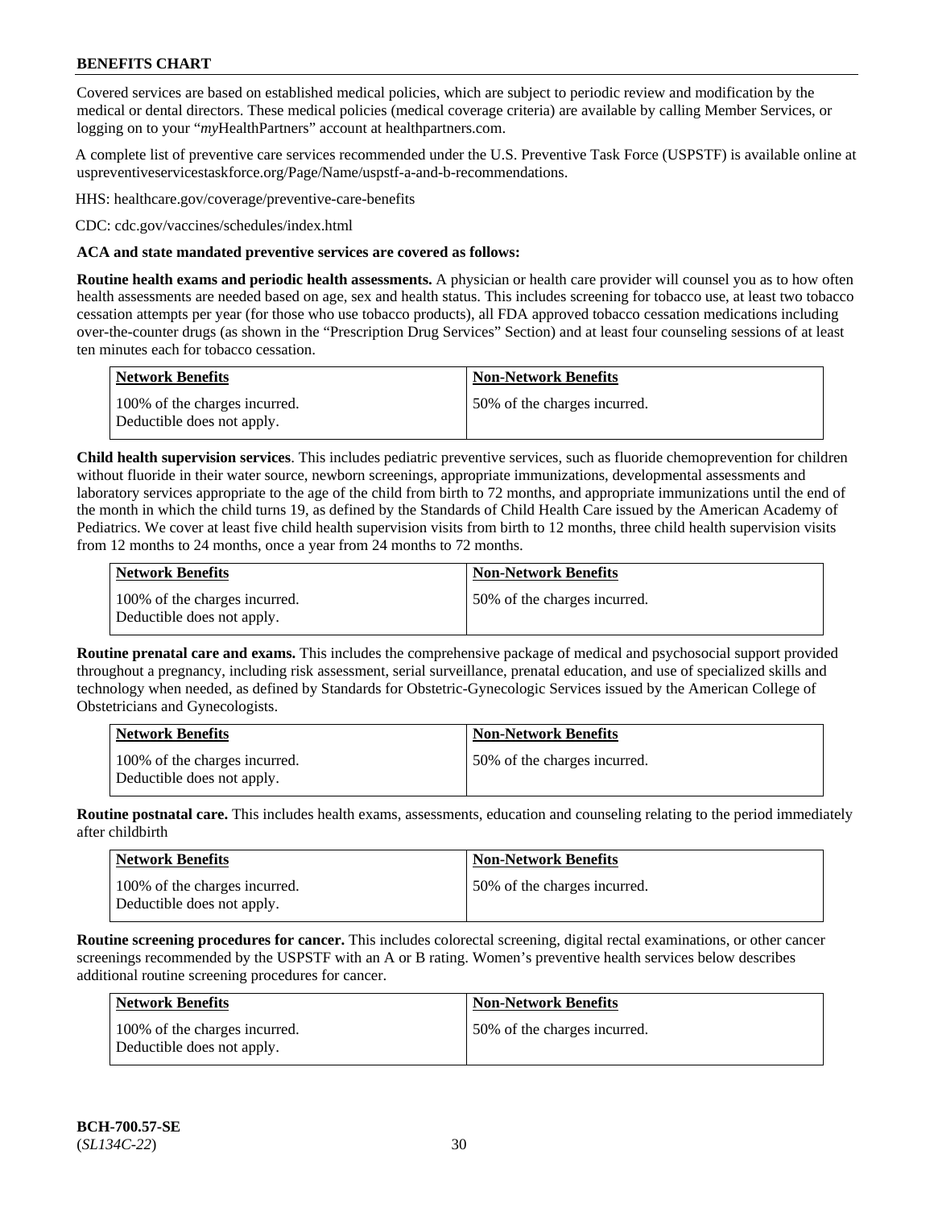## BENEFITS CHART

Covered services are based on established medical policies, which are subject to periodic review and modification by the medical or dental directors. These medical policies (medical coverage criteria) are available by calling Member Services, or logging on to your "*my*HealthPartners" account at healthpartners.com.

A complete list of preventive care services recommended under the U.S. Preventive Task Force (USPSTF) is available online at uspreventiveservicestaskforce.org/Page/Name/uspstf-a-and-b-recommendations.

HHS: healthcare.gov/coverage/preventive-care-benefits

CDC: cdc.gov/vaccines/schedules/index.html

**ACA and state mandated preventive services are covered as follows:**

**Routine health exams and periodic health assessments.** A physician or health care provider will counsel you as to how often health assessments are needed based on age, sex and health status. This includes screening for tobacco use, at least two tobacco cessation attempts per year (for those who use tobacco products), all FDA approved tobacco cessation medications including over-the-counter drugs (as shown in the "Prescription Drug Services" Section) and at least four counseling sessions of at least ten minutes each for tobacco cessation.

| Network Benefits | Non-Network Benefits |
|---|---|
| 100% of the charges incurred. Deductible does not apply. | 50% of the charges incurred. |

**Child health supervision services**. This includes pediatric preventive services, such as fluoride chemoprevention for children without fluoride in their water source, newborn screenings, appropriate immunizations, developmental assessments and laboratory services appropriate to the age of the child from birth to 72 months, and appropriate immunizations until the end of the month in which the child turns 19, as defined by the Standards of Child Health Care issued by the American Academy of Pediatrics. We cover at least five child health supervision visits from birth to 12 months, three child health supervision visits from 12 months to 24 months, once a year from 24 months to 72 months.

| Network Benefits | Non-Network Benefits |
|---|---|
| 100% of the charges incurred. Deductible does not apply. | 50% of the charges incurred. |

**Routine prenatal care and exams.** This includes the comprehensive package of medical and psychosocial support provided throughout a pregnancy, including risk assessment, serial surveillance, prenatal education, and use of specialized skills and technology when needed, as defined by Standards for Obstetric-Gynecologic Services issued by the American College of Obstetricians and Gynecologists.

| Network Benefits | Non-Network Benefits |
|---|---|
| 100% of the charges incurred. Deductible does not apply. | 50% of the charges incurred. |

**Routine postnatal care.** This includes health exams, assessments, education and counseling relating to the period immediately after childbirth

| Network Benefits | Non-Network Benefits |
|---|---|
| 100% of the charges incurred. Deductible does not apply. | 50% of the charges incurred. |

**Routine screening procedures for cancer.** This includes colorectal screening, digital rectal examinations, or other cancer screenings recommended by the USPSTF with an A or B rating. Women's preventive health services below describes additional routine screening procedures for cancer.

| Network Benefits | Non-Network Benefits |
|---|---|
| 100% of the charges incurred. Deductible does not apply. | 50% of the charges incurred. |

**BCH-700.57-SE**
(*SL134C-22*)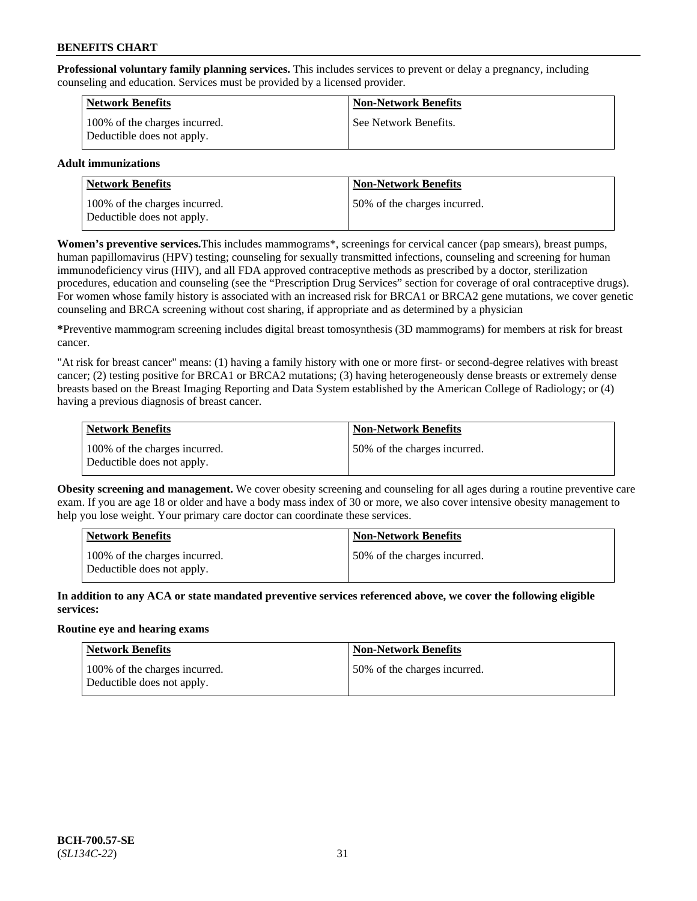**Professional voluntary family planning services.** This includes services to prevent or delay a pregnancy, including counseling and education. Services must be provided by a licensed provider.

| Network Benefits | Non-Network Benefits |
| --- | --- |
| 100% of the charges incurred. Deductible does not apply. | See Network Benefits. |

**Adult immunizations**

| Network Benefits | Non-Network Benefits |
| --- | --- |
| 100% of the charges incurred. Deductible does not apply. | 50% of the charges incurred. |

**Women's preventive services.** This includes mammograms*, screenings for cervical cancer (pap smears), breast pumps, human papillomavirus (HPV) testing; counseling for sexually transmitted infections, counseling and screening for human immunodeficiency virus (HIV), and all FDA approved contraceptive methods as prescribed by a doctor, sterilization procedures, education and counseling (see the "Prescription Drug Services" section for coverage of oral contraceptive drugs). For women whose family history is associated with an increased risk for BRCA1 or BRCA2 gene mutations, we cover genetic counseling and BRCA screening without cost sharing, if appropriate and as determined by a physician

***** Preventive mammogram screening includes digital breast tomosynthesis (3D mammograms) for members at risk for breast cancer.

"At risk for breast cancer" means: (1) having a family history with one or more first- or second-degree relatives with breast cancer; (2) testing positive for BRCA1 or BRCA2 mutations; (3) having heterogeneously dense breasts or extremely dense breasts based on the Breast Imaging Reporting and Data System established by the American College of Radiology; or (4) having a previous diagnosis of breast cancer.

| Network Benefits | Non-Network Benefits |
| --- | --- |
| 100% of the charges incurred. Deductible does not apply. | 50% of the charges incurred. |

**Obesity screening and management.** We cover obesity screening and counseling for all ages during a routine preventive care exam. If you are age 18 or older and have a body mass index of 30 or more, we also cover intensive obesity management to help you lose weight. Your primary care doctor can coordinate these services.

| Network Benefits | Non-Network Benefits |
| --- | --- |
| 100% of the charges incurred. Deductible does not apply. | 50% of the charges incurred. |

**In addition to any ACA or state mandated preventive services referenced above, we cover the following eligible services:**

**Routine eye and hearing exams**

| Network Benefits | Non-Network Benefits |
| --- | --- |
| 100% of the charges incurred. Deductible does not apply. | 50% of the charges incurred. |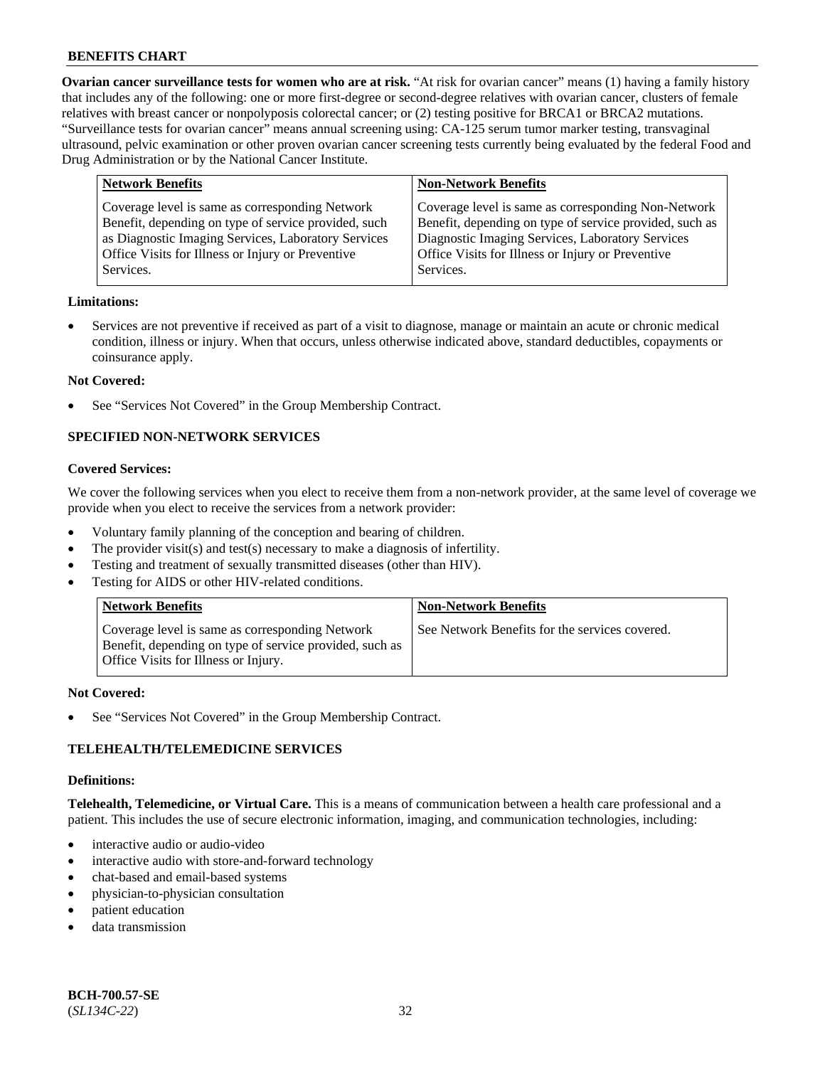**Ovarian cancer surveillance tests for women who are at risk.** "At risk for ovarian cancer" means (1) having a family history that includes any of the following: one or more first-degree or second-degree relatives with ovarian cancer, clusters of female relatives with breast cancer or nonpolyposis colorectal cancer; or (2) testing positive for BRCA1 or BRCA2 mutations. "Surveillance tests for ovarian cancer" means annual screening using: CA-125 serum tumor marker testing, transvaginal ultrasound, pelvic examination or other proven ovarian cancer screening tests currently being evaluated by the federal Food and Drug Administration or by the National Cancer Institute.

| Network Benefits | Non-Network Benefits |
| --- | --- |
| Coverage level is same as corresponding Network Benefit, depending on type of service provided, such as Diagnostic Imaging Services, Laboratory Services Office Visits for Illness or Injury or Preventive Services. | Coverage level is same as corresponding Non-Network Benefit, depending on type of service provided, such as Diagnostic Imaging Services, Laboratory Services Office Visits for Illness or Injury or Preventive Services. |

**Limitations:**

- Services are not preventive if received as part of a visit to diagnose, manage or maintain an acute or chronic medical condition, illness or injury. When that occurs, unless otherwise indicated above, standard deductibles, copayments or coinsurance apply.

**Not Covered:**

- See "Services Not Covered" in the Group Membership Contract.

## SPECIFIED NON-NETWORK SERVICES

**Covered Services:**

We cover the following services when you elect to receive them from a non-network provider, at the same level of coverage we provide when you elect to receive the services from a network provider:

- Voluntary family planning of the conception and bearing of children.
- The provider visit(s) and test(s) necessary to make a diagnosis of infertility.
- Testing and treatment of sexually transmitted diseases (other than HIV).
- Testing for AIDS or other HIV-related conditions.

| Network Benefits | Non-Network Benefits |
| --- | --- |
| Coverage level is same as corresponding Network Benefit, depending on type of service provided, such as Office Visits for Illness or Injury. | See Network Benefits for the services covered. |

**Not Covered:**

- See "Services Not Covered" in the Group Membership Contract.

## TELEHEALTH/TELEMEDICINE SERVICES

**Definitions:**

**Telehealth, Telemedicine, or Virtual Care.** This is a means of communication between a health care professional and a patient. This includes the use of secure electronic information, imaging, and communication technologies, including:

- interactive audio or audio-video
- interactive audio with store-and-forward technology
- chat-based and email-based systems
- physician-to-physician consultation
- patient education
- data transmission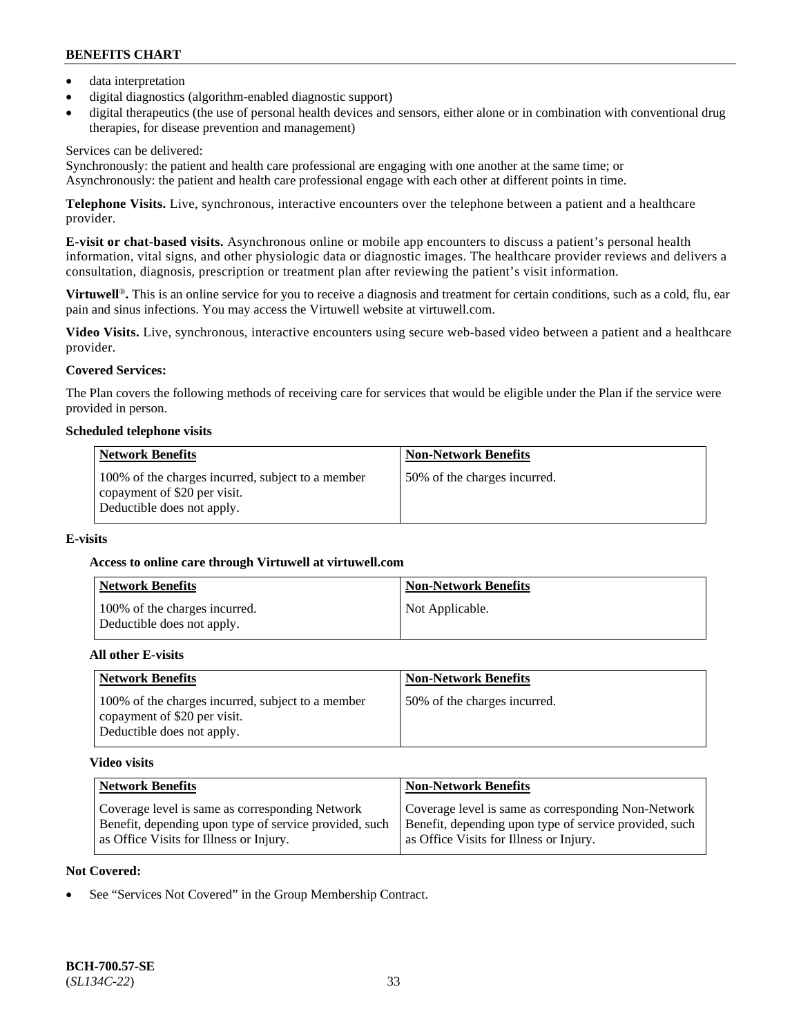- data interpretation
- digital diagnostics (algorithm-enabled diagnostic support)
- digital therapeutics (the use of personal health devices and sensors, either alone or in combination with conventional drug therapies, for disease prevention and management)

Services can be delivered:
Synchronously: the patient and health care professional are engaging with one another at the same time; or
Asynchronously: the patient and health care professional engage with each other at different points in time.

**Telephone Visits.** Live, synchronous, interactive encounters over the telephone between a patient and a healthcare provider.

**E-visit or chat-based visits.** Asynchronous online or mobile app encounters to discuss a patient's personal health information, vital signs, and other physiologic data or diagnostic images. The healthcare provider reviews and delivers a consultation, diagnosis, prescription or treatment plan after reviewing the patient's visit information.

**Virtuwell®.** This is an online service for you to receive a diagnosis and treatment for certain conditions, such as a cold, flu, ear pain and sinus infections. You may access the Virtuwell website at virtuwell.com.

**Video Visits.** Live, synchronous, interactive encounters using secure web-based video between a patient and a healthcare provider.

**Covered Services:**

The Plan covers the following methods of receiving care for services that would be eligible under the Plan if the service were provided in person.

**Scheduled telephone visits**

| Network Benefits | Non-Network Benefits |
|---|---|
| 100% of the charges incurred, subject to a member copayment of $20 per visit. Deductible does not apply. | 50% of the charges incurred. |

**E-visits**

**Access to online care through Virtuwell at virtuwell.com**

| Network Benefits | Non-Network Benefits |
|---|---|
| 100% of the charges incurred. Deductible does not apply. | Not Applicable. |

**All other E-visits**

| Network Benefits | Non-Network Benefits |
|---|---|
| 100% of the charges incurred, subject to a member copayment of $20 per visit. Deductible does not apply. | 50% of the charges incurred. |

**Video visits**

| Network Benefits | Non-Network Benefits |
|---|---|
| Coverage level is same as corresponding Network Benefit, depending upon type of service provided, such as Office Visits for Illness or Injury. | Coverage level is same as corresponding Non-Network Benefit, depending upon type of service provided, such as Office Visits for Illness or Injury. |

**Not Covered:**

- See "Services Not Covered" in the Group Membership Contract.

**BCH-700.57-SE**
(*SL134C-22*)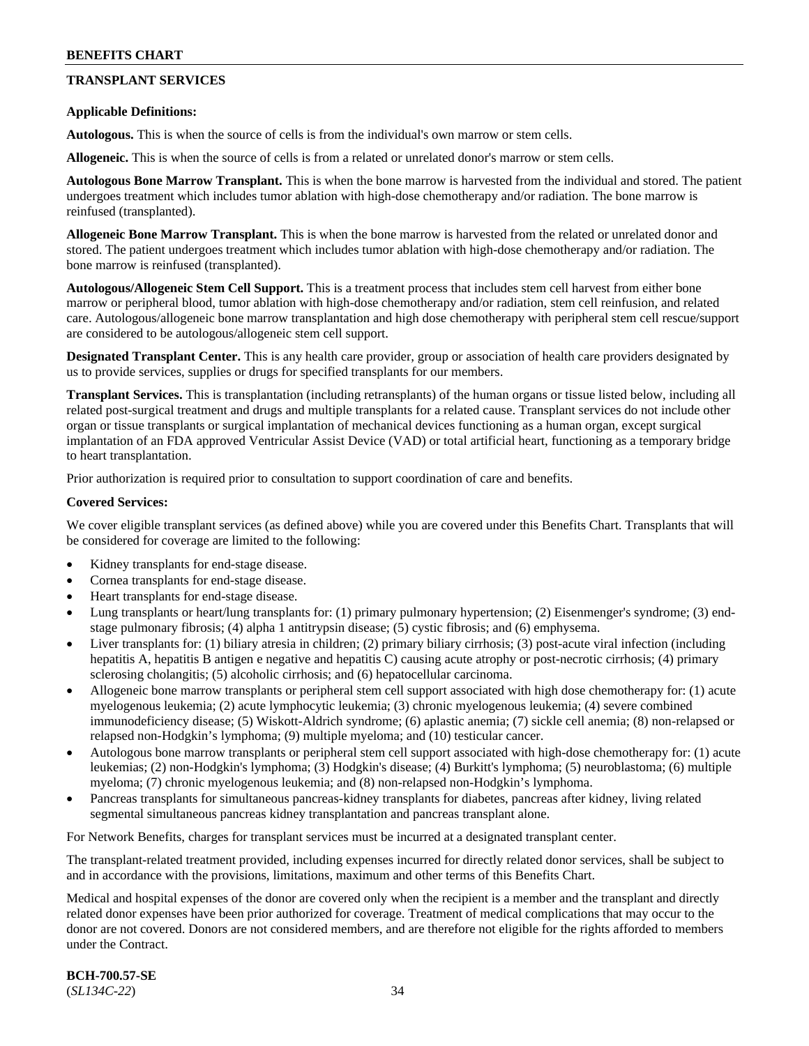## TRANSPLANT SERVICES

**Applicable Definitions:**

**Autologous.** This is when the source of cells is from the individual's own marrow or stem cells.

**Allogeneic.** This is when the source of cells is from a related or unrelated donor's marrow or stem cells.

**Autologous Bone Marrow Transplant.** This is when the bone marrow is harvested from the individual and stored. The patient undergoes treatment which includes tumor ablation with high-dose chemotherapy and/or radiation. The bone marrow is reinfused (transplanted).

**Allogeneic Bone Marrow Transplant.** This is when the bone marrow is harvested from the related or unrelated donor and stored. The patient undergoes treatment which includes tumor ablation with high-dose chemotherapy and/or radiation. The bone marrow is reinfused (transplanted).

**Autologous/Allogeneic Stem Cell Support.** This is a treatment process that includes stem cell harvest from either bone marrow or peripheral blood, tumor ablation with high-dose chemotherapy and/or radiation, stem cell reinfusion, and related care. Autologous/allogeneic bone marrow transplantation and high dose chemotherapy with peripheral stem cell rescue/support are considered to be autologous/allogeneic stem cell support.

**Designated Transplant Center.** This is any health care provider, group or association of health care providers designated by us to provide services, supplies or drugs for specified transplants for our members.

**Transplant Services.** This is transplantation (including retransplants) of the human organs or tissue listed below, including all related post-surgical treatment and drugs and multiple transplants for a related cause. Transplant services do not include other organ or tissue transplants or surgical implantation of mechanical devices functioning as a human organ, except surgical implantation of an FDA approved Ventricular Assist Device (VAD) or total artificial heart, functioning as a temporary bridge to heart transplantation.

Prior authorization is required prior to consultation to support coordination of care and benefits.

**Covered Services:**

We cover eligible transplant services (as defined above) while you are covered under this Benefits Chart. Transplants that will be considered for coverage are limited to the following:

- Kidney transplants for end-stage disease.
- Cornea transplants for end-stage disease.
- Heart transplants for end-stage disease.
- Lung transplants or heart/lung transplants for: (1) primary pulmonary hypertension; (2) Eisenmenger's syndrome; (3) end-stage pulmonary fibrosis; (4) alpha 1 antitrypsin disease; (5) cystic fibrosis; and (6) emphysema.
- Liver transplants for: (1) biliary atresia in children; (2) primary biliary cirrhosis; (3) post-acute viral infection (including hepatitis A, hepatitis B antigen e negative and hepatitis C) causing acute atrophy or post-necrotic cirrhosis; (4) primary sclerosing cholangitis; (5) alcoholic cirrhosis; and (6) hepatocellular carcinoma.
- Allogeneic bone marrow transplants or peripheral stem cell support associated with high dose chemotherapy for: (1) acute myelogenous leukemia; (2) acute lymphocytic leukemia; (3) chronic myelogenous leukemia; (4) severe combined immunodeficiency disease; (5) Wiskott-Aldrich syndrome; (6) aplastic anemia; (7) sickle cell anemia; (8) non-relapsed or relapsed non-Hodgkin's lymphoma; (9) multiple myeloma; and (10) testicular cancer.
- Autologous bone marrow transplants or peripheral stem cell support associated with high-dose chemotherapy for: (1) acute leukemias; (2) non-Hodgkin's lymphoma; (3) Hodgkin's disease; (4) Burkitt's lymphoma; (5) neuroblastoma; (6) multiple myeloma; (7) chronic myelogenous leukemia; and (8) non-relapsed non-Hodgkin's lymphoma.
- Pancreas transplants for simultaneous pancreas-kidney transplants for diabetes, pancreas after kidney, living related segmental simultaneous pancreas kidney transplantation and pancreas transplant alone.

For Network Benefits, charges for transplant services must be incurred at a designated transplant center.

The transplant-related treatment provided, including expenses incurred for directly related donor services, shall be subject to and in accordance with the provisions, limitations, maximum and other terms of this Benefits Chart.

Medical and hospital expenses of the donor are covered only when the recipient is a member and the transplant and directly related donor expenses have been prior authorized for coverage. Treatment of medical complications that may occur to the donor are not covered. Donors are not considered members, and are therefore not eligible for the rights afforded to members under the Contract.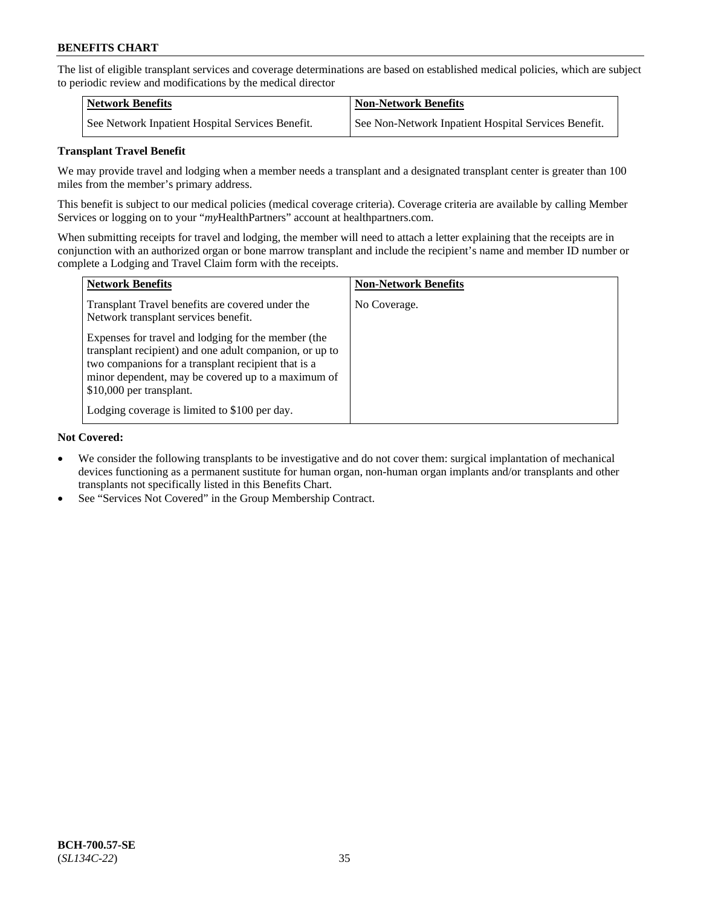The list of eligible transplant services and coverage determinations are based on established medical policies, which are subject to periodic review and modifications by the medical director

| Network Benefits | Non-Network Benefits |
| --- | --- |
| See Network Inpatient Hospital Services Benefit. | See Non-Network Inpatient Hospital Services Benefit. |

**Transplant Travel Benefit**

We may provide travel and lodging when a member needs a transplant and a designated transplant center is greater than 100 miles from the member's primary address.

This benefit is subject to our medical policies (medical coverage criteria). Coverage criteria are available by calling Member Services or logging on to your "*my*HealthPartners" account at healthpartners.com.

When submitting receipts for travel and lodging, the member will need to attach a letter explaining that the receipts are in conjunction with an authorized organ or bone marrow transplant and include the recipient's name and member ID number or complete a Lodging and Travel Claim form with the receipts.

| Network Benefits | Non-Network Benefits |
| --- | --- |
| Transplant Travel benefits are covered under the Network transplant services benefit.<br><br>Expenses for travel and lodging for the member (the transplant recipient) and one adult companion, or up to two companions for a transplant recipient that is a minor dependent, may be covered up to a maximum of $10,000 per transplant.<br><br>Lodging coverage is limited to $100 per day. | No Coverage. |

**Not Covered:**

- We consider the following transplants to be investigative and do not cover them: surgical implantation of mechanical devices functioning as a permanent sustitute for human organ, non-human organ implants and/or transplants and other transplants not specifically listed in this Benefits Chart.
- See "Services Not Covered" in the Group Membership Contract.